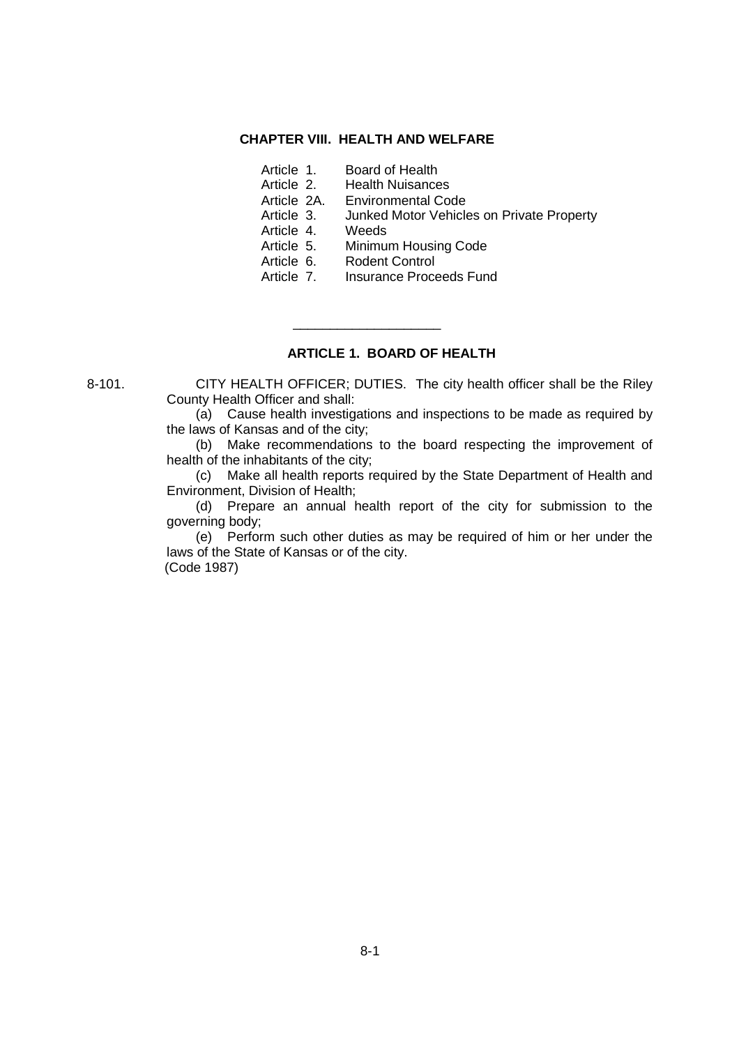# CHAPTER VIII. HEALTH AND WELFARE

- Article 1. Board of Health
- Article 2. Health Nuisances
- Article 2A. Environmental Code
- Article 3. Junked Motor Vehicles on Private Property
- Article 4. Weeds
- Article 5. Minimum Housing Code
- Article 6. Rodent Control
- Article 7. Insurance Proceeds Fund

---

## ARTICLE 1. BOARD OF HEALTH

8-101. CITY HEALTH OFFICER; DUTIES. The city health officer shall be the Riley County Health Officer and shall:

(a) Cause health investigations and inspections to be made as required by the laws of Kansas and of the city;

(b) Make recommendations to the board respecting the improvement of health of the inhabitants of the city;

(c) Make all health reports required by the State Department of Health and Environment, Division of Health;

(d) Prepare an annual health report of the city for submission to the governing body;

(e) Perform such other duties as may be required of him or her under the laws of the State of Kansas or of the city.

(Code 1987)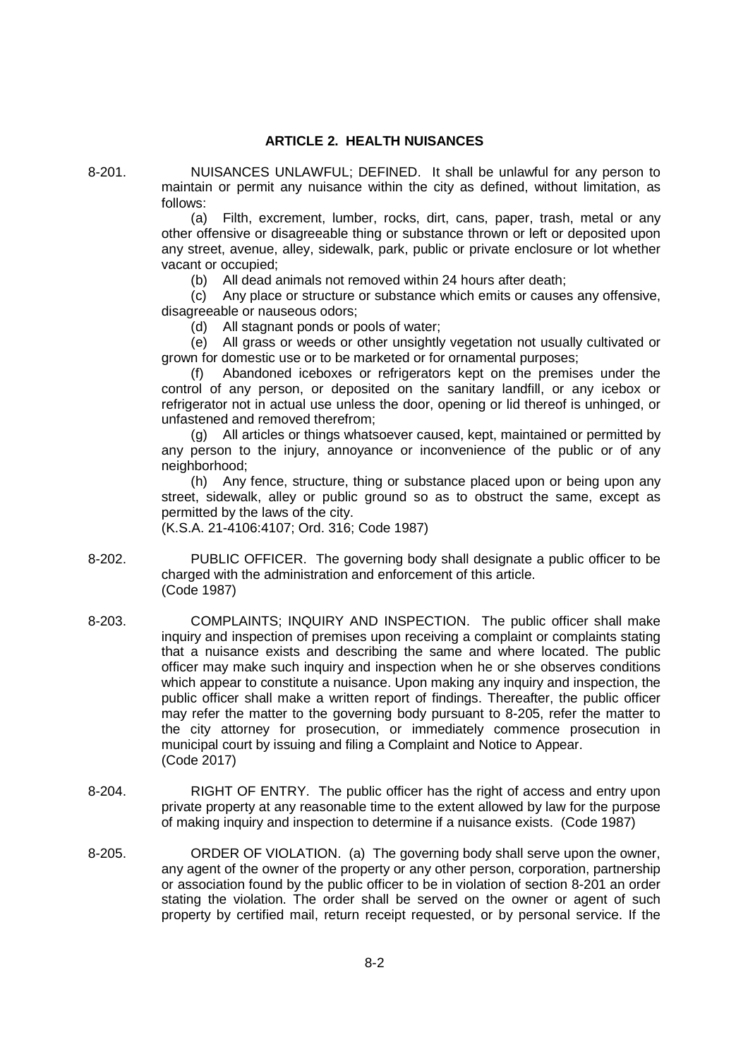## ARTICLE 2. HEALTH NUISANCES

8-201. NUISANCES UNLAWFUL; DEFINED. It shall be unlawful for any person to maintain or permit any nuisance within the city as defined, without limitation, as follows:

(a) Filth, excrement, lumber, rocks, dirt, cans, paper, trash, metal or any other offensive or disagreeable thing or substance thrown or left or deposited upon any street, avenue, alley, sidewalk, park, public or private enclosure or lot whether vacant or occupied;

(b) All dead animals not removed within 24 hours after death;

(c) Any place or structure or substance which emits or causes any offensive, disagreeable or nauseous odors;

(d) All stagnant ponds or pools of water;

(e) All grass or weeds or other unsightly vegetation not usually cultivated or grown for domestic use or to be marketed or for ornamental purposes;

(f) Abandoned iceboxes or refrigerators kept on the premises under the control of any person, or deposited on the sanitary landfill, or any icebox or refrigerator not in actual use unless the door, opening or lid thereof is unhinged, or unfastened and removed therefrom;

(g) All articles or things whatsoever caused, kept, maintained or permitted by any person to the injury, annoyance or inconvenience of the public or of any neighborhood;

(h) Any fence, structure, thing or substance placed upon or being upon any street, sidewalk, alley or public ground so as to obstruct the same, except as permitted by the laws of the city.

(K.S.A. 21-4106:4107; Ord. 316; Code 1987)

8-202. PUBLIC OFFICER. The governing body shall designate a public officer to be charged with the administration and enforcement of this article. (Code 1987)

8-203. COMPLAINTS; INQUIRY AND INSPECTION. The public officer shall make inquiry and inspection of premises upon receiving a complaint or complaints stating that a nuisance exists and describing the same and where located. The public officer may make such inquiry and inspection when he or she observes conditions which appear to constitute a nuisance. Upon making any inquiry and inspection, the public officer shall make a written report of findings. Thereafter, the public officer may refer the matter to the governing body pursuant to 8-205, refer the matter to the city attorney for prosecution, or immediately commence prosecution in municipal court by issuing and filing a Complaint and Notice to Appear. (Code 2017)

8-204. RIGHT OF ENTRY. The public officer has the right of access and entry upon private property at any reasonable time to the extent allowed by law for the purpose of making inquiry and inspection to determine if a nuisance exists. (Code 1987)

8-205. ORDER OF VIOLATION. (a) The governing body shall serve upon the owner, any agent of the owner of the property or any other person, corporation, partnership or association found by the public officer to be in violation of section 8-201 an order stating the violation. The order shall be served on the owner or agent of such property by certified mail, return receipt requested, or by personal service. If the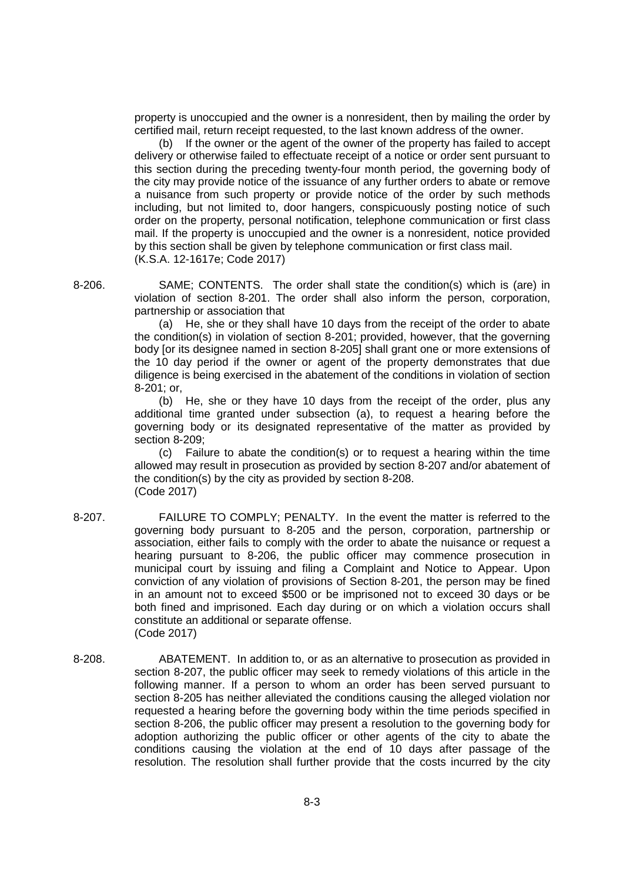property is unoccupied and the owner is a nonresident, then by mailing the order by certified mail, return receipt requested, to the last known address of the owner.

(b) If the owner or the agent of the owner of the property has failed to accept delivery or otherwise failed to effectuate receipt of a notice or order sent pursuant to this section during the preceding twenty-four month period, the governing body of the city may provide notice of the issuance of any further orders to abate or remove a nuisance from such property or provide notice of the order by such methods including, but not limited to, door hangers, conspicuously posting notice of such order on the property, personal notification, telephone communication or first class mail. If the property is unoccupied and the owner is a nonresident, notice provided by this section shall be given by telephone communication or first class mail.
(K.S.A. 12-1617e; Code 2017)

8-206. SAME; CONTENTS. The order shall state the condition(s) which is (are) in violation of section 8-201. The order shall also inform the person, corporation, partnership or association that

(a) He, she or they shall have 10 days from the receipt of the order to abate the condition(s) in violation of section 8-201; provided, however, that the governing body [or its designee named in section 8-205] shall grant one or more extensions of the 10 day period if the owner or agent of the property demonstrates that due diligence is being exercised in the abatement of the conditions in violation of section 8-201; or,

(b) He, she or they have 10 days from the receipt of the order, plus any additional time granted under subsection (a), to request a hearing before the governing body or its designated representative of the matter as provided by section 8-209;

(c) Failure to abate the condition(s) or to request a hearing within the time allowed may result in prosecution as provided by section 8-207 and/or abatement of the condition(s) by the city as provided by section 8-208.
(Code 2017)

8-207. FAILURE TO COMPLY; PENALTY. In the event the matter is referred to the governing body pursuant to 8-205 and the person, corporation, partnership or association, either fails to comply with the order to abate the nuisance or request a hearing pursuant to 8-206, the public officer may commence prosecution in municipal court by issuing and filing a Complaint and Notice to Appear. Upon conviction of any violation of provisions of Section 8-201, the person may be fined in an amount not to exceed $500 or be imprisoned not to exceed 30 days or be both fined and imprisoned. Each day during or on which a violation occurs shall constitute an additional or separate offense.
(Code 2017)

8-208. ABATEMENT. In addition to, or as an alternative to prosecution as provided in section 8-207, the public officer may seek to remedy violations of this article in the following manner. If a person to whom an order has been served pursuant to section 8-205 has neither alleviated the conditions causing the alleged violation nor requested a hearing before the governing body within the time periods specified in section 8-206, the public officer may present a resolution to the governing body for adoption authorizing the public officer or other agents of the city to abate the conditions causing the violation at the end of 10 days after passage of the resolution. The resolution shall further provide that the costs incurred by the city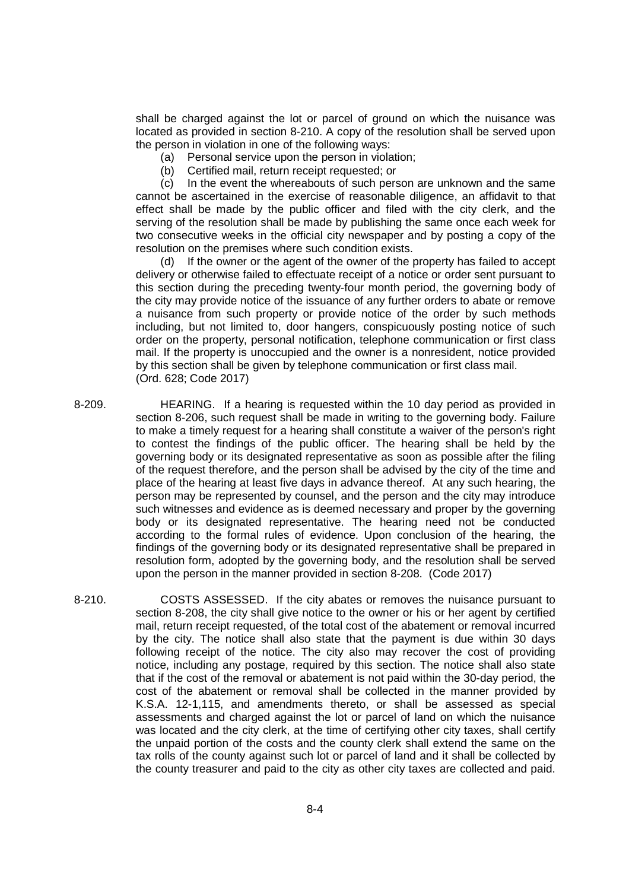shall be charged against the lot or parcel of ground on which the nuisance was located as provided in section 8-210. A copy of the resolution shall be served upon the person in violation in one of the following ways:

(a) Personal service upon the person in violation;

(b) Certified mail, return receipt requested; or

(c) In the event the whereabouts of such person are unknown and the same cannot be ascertained in the exercise of reasonable diligence, an affidavit to that effect shall be made by the public officer and filed with the city clerk, and the serving of the resolution shall be made by publishing the same once each week for two consecutive weeks in the official city newspaper and by posting a copy of the resolution on the premises where such condition exists.

(d) If the owner or the agent of the owner of the property has failed to accept delivery or otherwise failed to effectuate receipt of a notice or order sent pursuant to this section during the preceding twenty-four month period, the governing body of the city may provide notice of the issuance of any further orders to abate or remove a nuisance from such property or provide notice of the order by such methods including, but not limited to, door hangers, conspicuously posting notice of such order on the property, personal notification, telephone communication or first class mail. If the property is unoccupied and the owner is a nonresident, notice provided by this section shall be given by telephone communication or first class mail.
(Ord. 628; Code 2017)

8-209. HEARING. If a hearing is requested within the 10 day period as provided in section 8-206, such request shall be made in writing to the governing body. Failure to make a timely request for a hearing shall constitute a waiver of the person's right to contest the findings of the public officer. The hearing shall be held by the governing body or its designated representative as soon as possible after the filing of the request therefore, and the person shall be advised by the city of the time and place of the hearing at least five days in advance thereof. At any such hearing, the person may be represented by counsel, and the person and the city may introduce such witnesses and evidence as is deemed necessary and proper by the governing body or its designated representative. The hearing need not be conducted according to the formal rules of evidence. Upon conclusion of the hearing, the findings of the governing body or its designated representative shall be prepared in resolution form, adopted by the governing body, and the resolution shall be served upon the person in the manner provided in section 8-208. (Code 2017)

8-210. COSTS ASSESSED. If the city abates or removes the nuisance pursuant to section 8-208, the city shall give notice to the owner or his or her agent by certified mail, return receipt requested, of the total cost of the abatement or removal incurred by the city. The notice shall also state that the payment is due within 30 days following receipt of the notice. The city also may recover the cost of providing notice, including any postage, required by this section. The notice shall also state that if the cost of the removal or abatement is not paid within the 30-day period, the cost of the abatement or removal shall be collected in the manner provided by K.S.A. 12-1,115, and amendments thereto, or shall be assessed as special assessments and charged against the lot or parcel of land on which the nuisance was located and the city clerk, at the time of certifying other city taxes, shall certify the unpaid portion of the costs and the county clerk shall extend the same on the tax rolls of the county against such lot or parcel of land and it shall be collected by the county treasurer and paid to the city as other city taxes are collected and paid.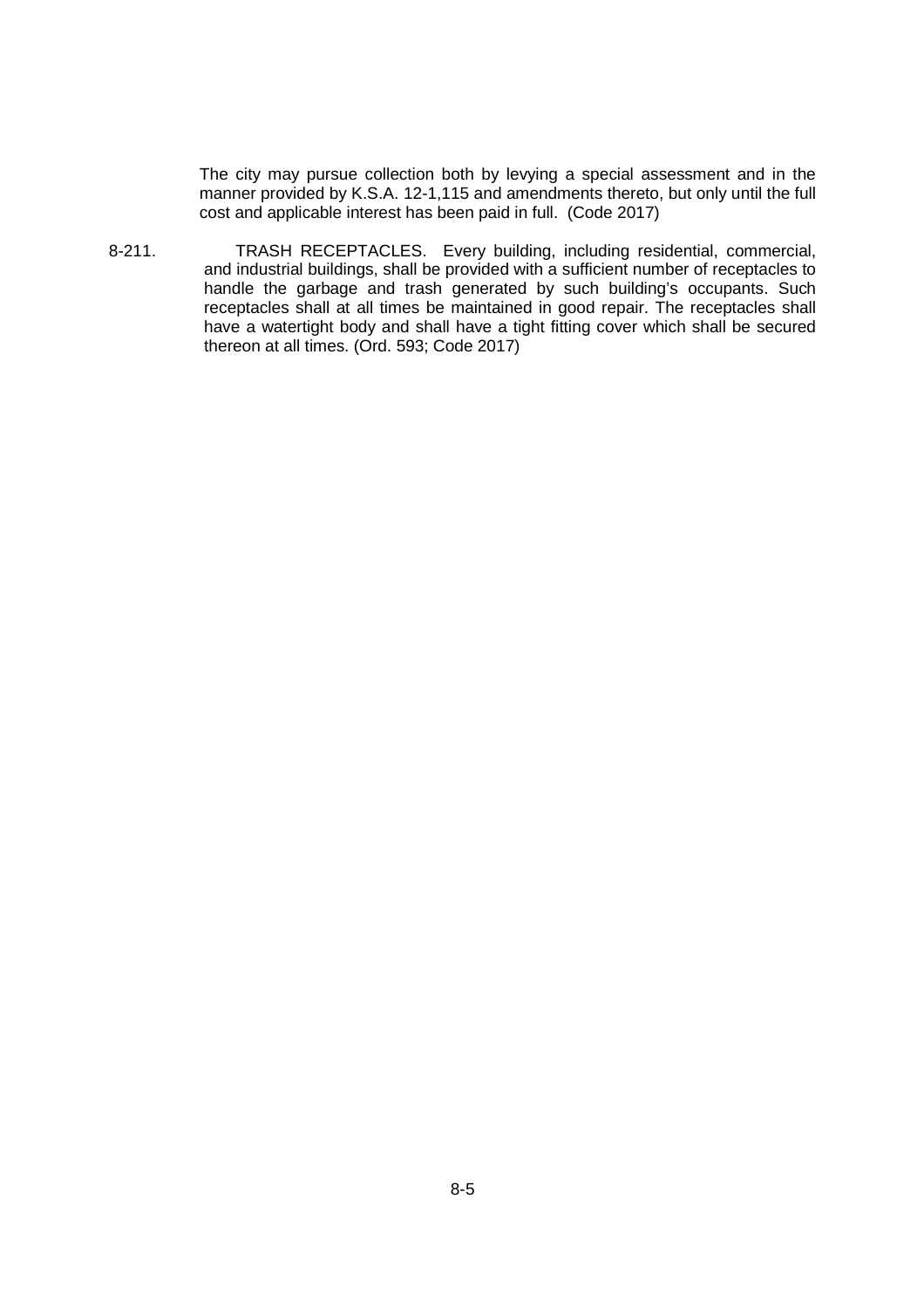The city may pursue collection both by levying a special assessment and in the manner provided by K.S.A. 12-1,115 and amendments thereto, but only until the full cost and applicable interest has been paid in full. (Code 2017)

8-211. TRASH RECEPTACLES. Every building, including residential, commercial, and industrial buildings, shall be provided with a sufficient number of receptacles to handle the garbage and trash generated by such building's occupants. Such receptacles shall at all times be maintained in good repair. The receptacles shall have a watertight body and shall have a tight fitting cover which shall be secured thereon at all times. (Ord. 593; Code 2017)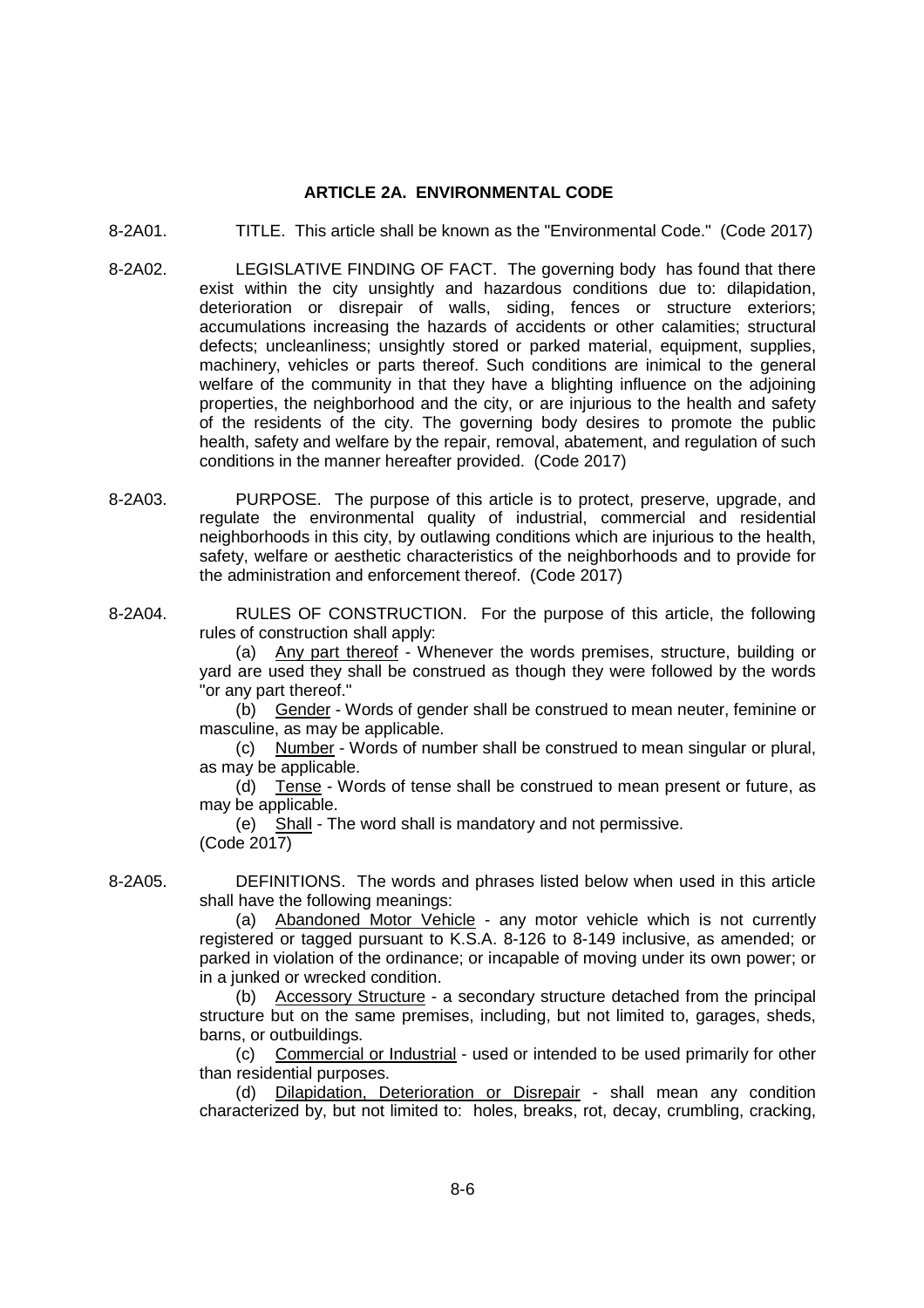## ARTICLE 2A. ENVIRONMENTAL CODE

8-2A01. TITLE. This article shall be known as the "Environmental Code." (Code 2017)

8-2A02. LEGISLATIVE FINDING OF FACT. The governing body has found that there exist within the city unsightly and hazardous conditions due to: dilapidation, deterioration or disrepair of walls, siding, fences or structure exteriors; accumulations increasing the hazards of accidents or other calamities; structural defects; uncleanliness; unsightly stored or parked material, equipment, supplies, machinery, vehicles or parts thereof. Such conditions are inimical to the general welfare of the community in that they have a blighting influence on the adjoining properties, the neighborhood and the city, or are injurious to the health and safety of the residents of the city. The governing body desires to promote the public health, safety and welfare by the repair, removal, abatement, and regulation of such conditions in the manner hereafter provided. (Code 2017)

8-2A03. PURPOSE. The purpose of this article is to protect, preserve, upgrade, and regulate the environmental quality of industrial, commercial and residential neighborhoods in this city, by outlawing conditions which are injurious to the health, safety, welfare or aesthetic characteristics of the neighborhoods and to provide for the administration and enforcement thereof. (Code 2017)

8-2A04. RULES OF CONSTRUCTION. For the purpose of this article, the following rules of construction shall apply:

(a) Any part thereof - Whenever the words premises, structure, building or yard are used they shall be construed as though they were followed by the words "or any part thereof."

(b) Gender - Words of gender shall be construed to mean neuter, feminine or masculine, as may be applicable.

(c) Number - Words of number shall be construed to mean singular or plural, as may be applicable.

(d) Tense - Words of tense shall be construed to mean present or future, as may be applicable.

(e) Shall - The word shall is mandatory and not permissive.

(Code 2017)

8-2A05. DEFINITIONS. The words and phrases listed below when used in this article shall have the following meanings:

(a) Abandoned Motor Vehicle - any motor vehicle which is not currently registered or tagged pursuant to K.S.A. 8-126 to 8-149 inclusive, as amended; or parked in violation of the ordinance; or incapable of moving under its own power; or in a junked or wrecked condition.

(b) Accessory Structure - a secondary structure detached from the principal structure but on the same premises, including, but not limited to, garages, sheds, barns, or outbuildings.

(c) Commercial or Industrial - used or intended to be used primarily for other than residential purposes.

(d) Dilapidation, Deterioration or Disrepair - shall mean any condition characterized by, but not limited to: holes, breaks, rot, decay, crumbling, cracking,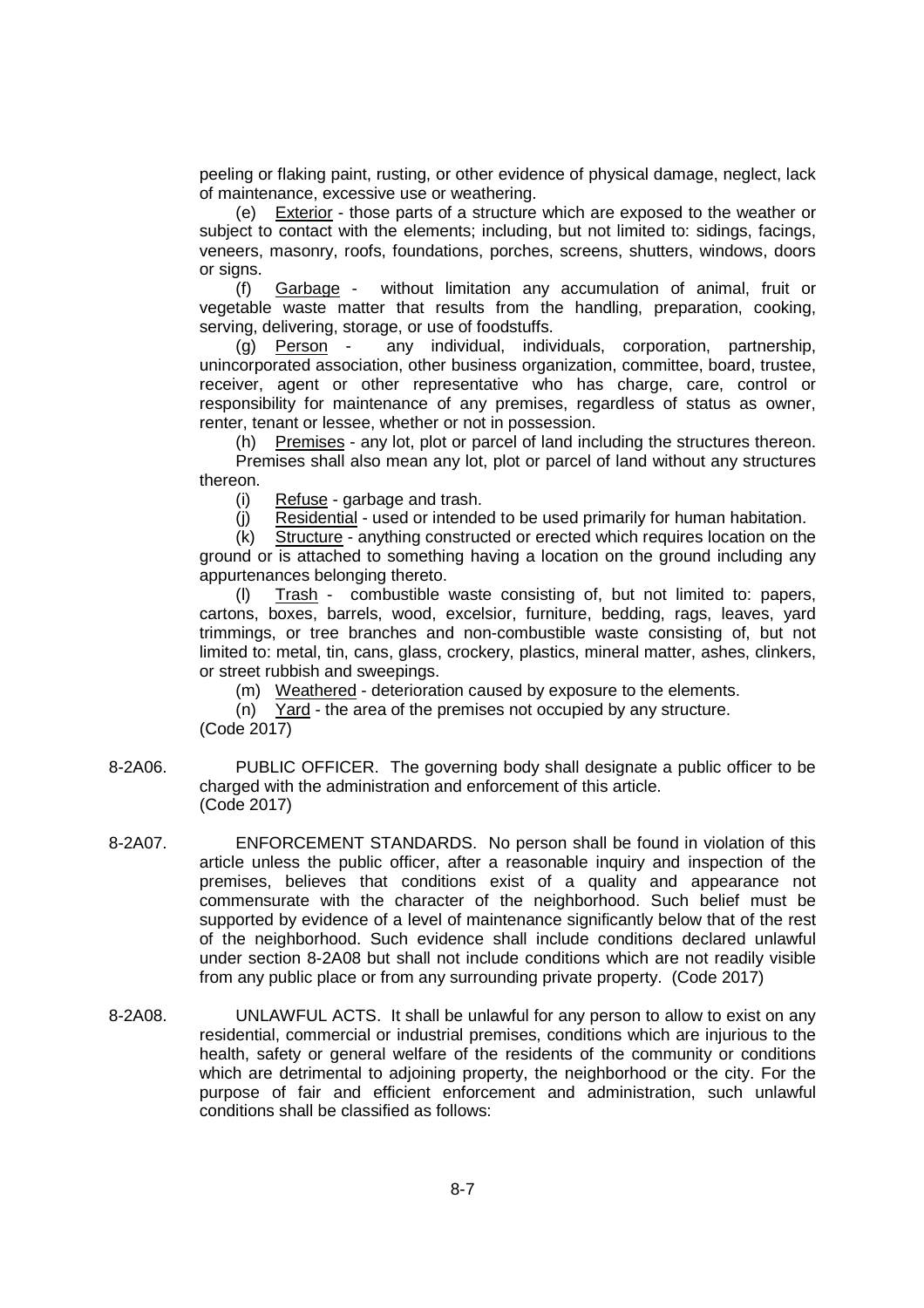peeling or flaking paint, rusting, or other evidence of physical damage, neglect, lack of maintenance, excessive use or weathering.

(e) Exterior - those parts of a structure which are exposed to the weather or subject to contact with the elements; including, but not limited to: sidings, facings, veneers, masonry, roofs, foundations, porches, screens, shutters, windows, doors or signs.

(f) Garbage - without limitation any accumulation of animal, fruit or vegetable waste matter that results from the handling, preparation, cooking, serving, delivering, storage, or use of foodstuffs.

(g) Person - any individual, individuals, corporation, partnership, unincorporated association, other business organization, committee, board, trustee, receiver, agent or other representative who has charge, care, control or responsibility for maintenance of any premises, regardless of status as owner, renter, tenant or lessee, whether or not in possession.

(h) Premises - any lot, plot or parcel of land including the structures thereon. Premises shall also mean any lot, plot or parcel of land without any structures thereon.

(i) Refuse - garbage and trash.

(j) Residential - used or intended to be used primarily for human habitation.

(k) Structure - anything constructed or erected which requires location on the ground or is attached to something having a location on the ground including any appurtenances belonging thereto.

(l) Trash - combustible waste consisting of, but not limited to: papers, cartons, boxes, barrels, wood, excelsior, furniture, bedding, rags, leaves, yard trimmings, or tree branches and non-combustible waste consisting of, but not limited to: metal, tin, cans, glass, crockery, plastics, mineral matter, ashes, clinkers, or street rubbish and sweepings.

(m) Weathered - deterioration caused by exposure to the elements.

(n) Yard - the area of the premises not occupied by any structure.

(Code 2017)

8-2A06. PUBLIC OFFICER. The governing body shall designate a public officer to be charged with the administration and enforcement of this article.
(Code 2017)

8-2A07. ENFORCEMENT STANDARDS. No person shall be found in violation of this article unless the public officer, after a reasonable inquiry and inspection of the premises, believes that conditions exist of a quality and appearance not commensurate with the character of the neighborhood. Such belief must be supported by evidence of a level of maintenance significantly below that of the rest of the neighborhood. Such evidence shall include conditions declared unlawful under section 8-2A08 but shall not include conditions which are not readily visible from any public place or from any surrounding private property. (Code 2017)

8-2A08. UNLAWFUL ACTS. It shall be unlawful for any person to allow to exist on any residential, commercial or industrial premises, conditions which are injurious to the health, safety or general welfare of the residents of the community or conditions which are detrimental to adjoining property, the neighborhood or the city. For the purpose of fair and efficient enforcement and administration, such unlawful conditions shall be classified as follows: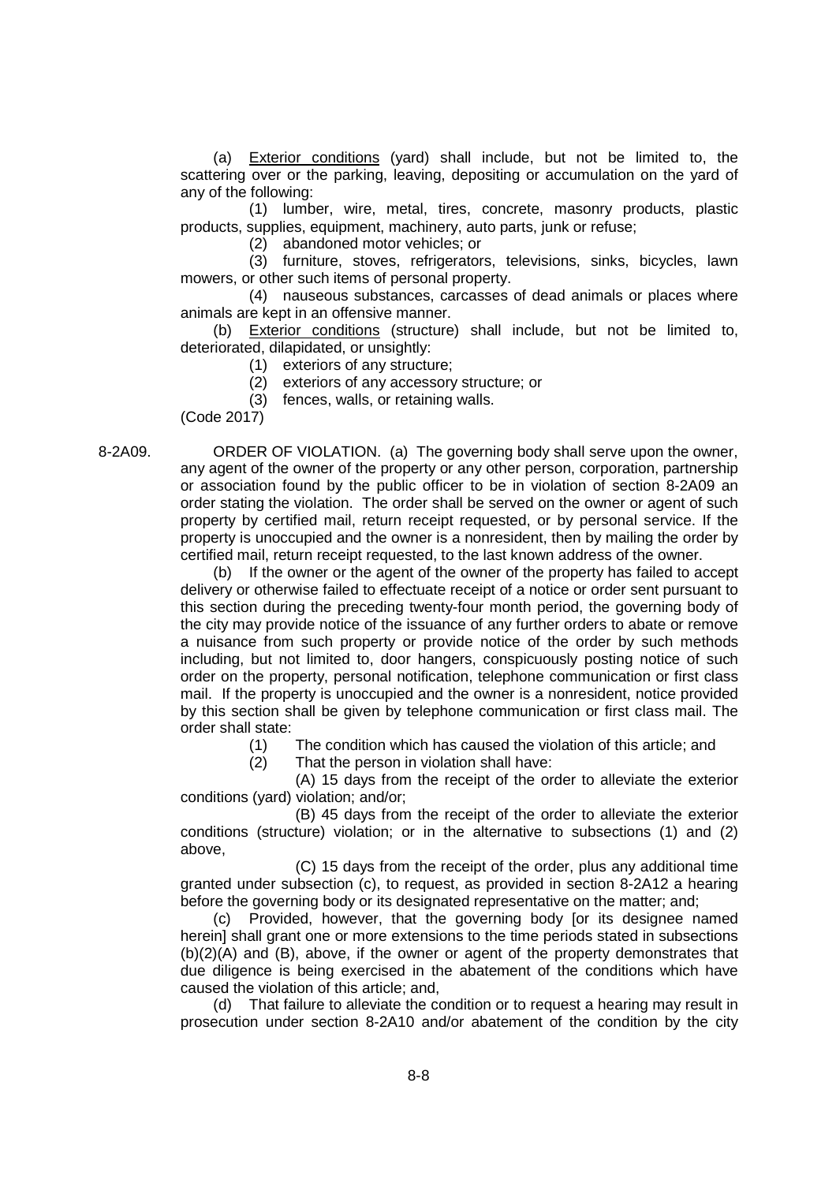(a) Exterior conditions (yard) shall include, but not be limited to, the scattering over or the parking, leaving, depositing or accumulation on the yard of any of the following:

(1) lumber, wire, metal, tires, concrete, masonry products, plastic products, supplies, equipment, machinery, auto parts, junk or refuse;

(2) abandoned motor vehicles; or

(3) furniture, stoves, refrigerators, televisions, sinks, bicycles, lawn mowers, or other such items of personal property.

(4) nauseous substances, carcasses of dead animals or places where animals are kept in an offensive manner.

(b) Exterior conditions (structure) shall include, but not be limited to, deteriorated, dilapidated, or unsightly:

(1) exteriors of any structure;

(2) exteriors of any accessory structure; or

(3) fences, walls, or retaining walls.

(Code 2017)

8-2A09. ORDER OF VIOLATION. (a) The governing body shall serve upon the owner, any agent of the owner of the property or any other person, corporation, partnership or association found by the public officer to be in violation of section 8-2A09 an order stating the violation. The order shall be served on the owner or agent of such property by certified mail, return receipt requested, or by personal service. If the property is unoccupied and the owner is a nonresident, then by mailing the order by certified mail, return receipt requested, to the last known address of the owner.

(b) If the owner or the agent of the owner of the property has failed to accept delivery or otherwise failed to effectuate receipt of a notice or order sent pursuant to this section during the preceding twenty-four month period, the governing body of the city may provide notice of the issuance of any further orders to abate or remove a nuisance from such property or provide notice of the order by such methods including, but not limited to, door hangers, conspicuously posting notice of such order on the property, personal notification, telephone communication or first class mail. If the property is unoccupied and the owner is a nonresident, notice provided by this section shall be given by telephone communication or first class mail. The order shall state:

(1) The condition which has caused the violation of this article; and

(2) That the person in violation shall have:

(A) 15 days from the receipt of the order to alleviate the exterior conditions (yard) violation; and/or;

(B) 45 days from the receipt of the order to alleviate the exterior conditions (structure) violation; or in the alternative to subsections (1) and (2) above,

(C) 15 days from the receipt of the order, plus any additional time granted under subsection (c), to request, as provided in section 8-2A12 a hearing before the governing body or its designated representative on the matter; and;

(c) Provided, however, that the governing body [or its designee named herein] shall grant one or more extensions to the time periods stated in subsections (b)(2)(A) and (B), above, if the owner or agent of the property demonstrates that due diligence is being exercised in the abatement of the conditions which have caused the violation of this article; and,

(d) That failure to alleviate the condition or to request a hearing may result in prosecution under section 8-2A10 and/or abatement of the condition by the city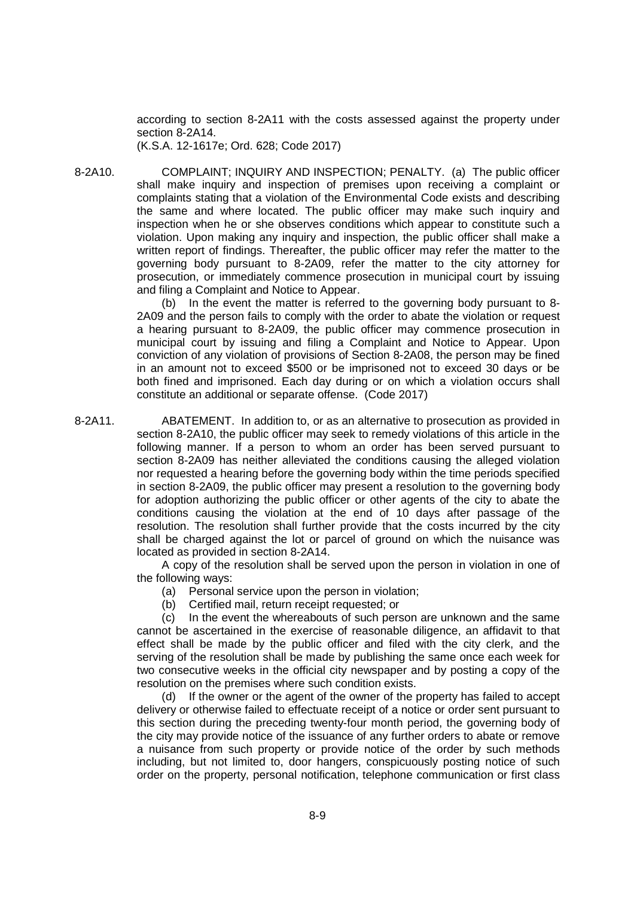according to section 8-2A11 with the costs assessed against the property under section 8-2A14.
(K.S.A. 12-1617e; Ord. 628; Code 2017)

8-2A10. COMPLAINT; INQUIRY AND INSPECTION; PENALTY. (a) The public officer shall make inquiry and inspection of premises upon receiving a complaint or complaints stating that a violation of the Environmental Code exists and describing the same and where located. The public officer may make such inquiry and inspection when he or she observes conditions which appear to constitute such a violation. Upon making any inquiry and inspection, the public officer shall make a written report of findings. Thereafter, the public officer may refer the matter to the governing body pursuant to 8-2A09, refer the matter to the city attorney for prosecution, or immediately commence prosecution in municipal court by issuing and filing a Complaint and Notice to Appear.

(b) In the event the matter is referred to the governing body pursuant to 8-2A09 and the person fails to comply with the order to abate the violation or request a hearing pursuant to 8-2A09, the public officer may commence prosecution in municipal court by issuing and filing a Complaint and Notice to Appear. Upon conviction of any violation of provisions of Section 8-2A08, the person may be fined in an amount not to exceed $500 or be imprisoned not to exceed 30 days or be both fined and imprisoned. Each day during or on which a violation occurs shall constitute an additional or separate offense. (Code 2017)

8-2A11. ABATEMENT. In addition to, or as an alternative to prosecution as provided in section 8-2A10, the public officer may seek to remedy violations of this article in the following manner. If a person to whom an order has been served pursuant to section 8-2A09 has neither alleviated the conditions causing the alleged violation nor requested a hearing before the governing body within the time periods specified in section 8-2A09, the public officer may present a resolution to the governing body for adoption authorizing the public officer or other agents of the city to abate the conditions causing the violation at the end of 10 days after passage of the resolution. The resolution shall further provide that the costs incurred by the city shall be charged against the lot or parcel of ground on which the nuisance was located as provided in section 8-2A14.

A copy of the resolution shall be served upon the person in violation in one of the following ways:

(a) Personal service upon the person in violation;

(b) Certified mail, return receipt requested; or

(c) In the event the whereabouts of such person are unknown and the same cannot be ascertained in the exercise of reasonable diligence, an affidavit to that effect shall be made by the public officer and filed with the city clerk, and the serving of the resolution shall be made by publishing the same once each week for two consecutive weeks in the official city newspaper and by posting a copy of the resolution on the premises where such condition exists.

(d) If the owner or the agent of the owner of the property has failed to accept delivery or otherwise failed to effectuate receipt of a notice or order sent pursuant to this section during the preceding twenty-four month period, the governing body of the city may provide notice of the issuance of any further orders to abate or remove a nuisance from such property or provide notice of the order by such methods including, but not limited to, door hangers, conspicuously posting notice of such order on the property, personal notification, telephone communication or first class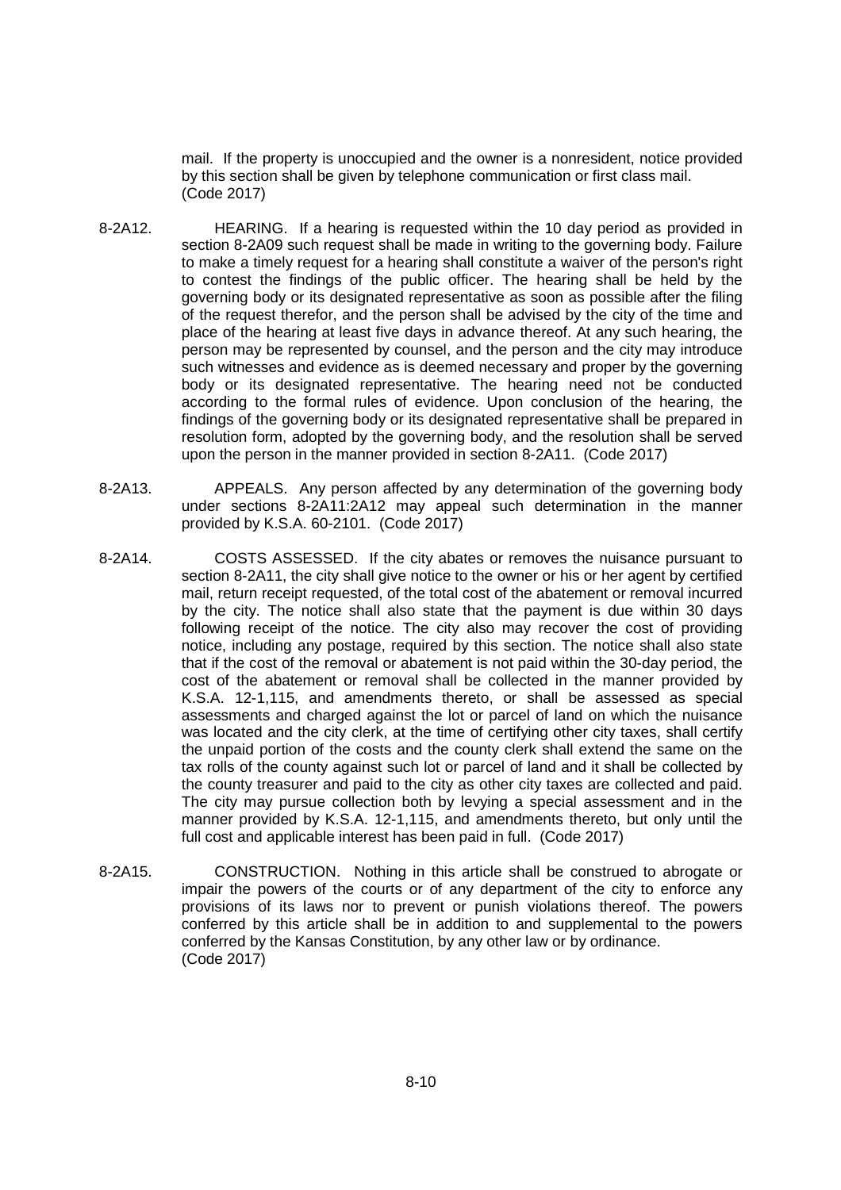mail. If the property is unoccupied and the owner is a nonresident, notice provided by this section shall be given by telephone communication or first class mail. (Code 2017)

8-2A12. HEARING. If a hearing is requested within the 10 day period as provided in section 8-2A09 such request shall be made in writing to the governing body. Failure to make a timely request for a hearing shall constitute a waiver of the person's right to contest the findings of the public officer. The hearing shall be held by the governing body or its designated representative as soon as possible after the filing of the request therefor, and the person shall be advised by the city of the time and place of the hearing at least five days in advance thereof. At any such hearing, the person may be represented by counsel, and the person and the city may introduce such witnesses and evidence as is deemed necessary and proper by the governing body or its designated representative. The hearing need not be conducted according to the formal rules of evidence. Upon conclusion of the hearing, the findings of the governing body or its designated representative shall be prepared in resolution form, adopted by the governing body, and the resolution shall be served upon the person in the manner provided in section 8-2A11. (Code 2017)

8-2A13. APPEALS. Any person affected by any determination of the governing body under sections 8-2A11:2A12 may appeal such determination in the manner provided by K.S.A. 60-2101. (Code 2017)

8-2A14. COSTS ASSESSED. If the city abates or removes the nuisance pursuant to section 8-2A11, the city shall give notice to the owner or his or her agent by certified mail, return receipt requested, of the total cost of the abatement or removal incurred by the city. The notice shall also state that the payment is due within 30 days following receipt of the notice. The city also may recover the cost of providing notice, including any postage, required by this section. The notice shall also state that if the cost of the removal or abatement is not paid within the 30-day period, the cost of the abatement or removal shall be collected in the manner provided by K.S.A. 12-1,115, and amendments thereto, or shall be assessed as special assessments and charged against the lot or parcel of land on which the nuisance was located and the city clerk, at the time of certifying other city taxes, shall certify the unpaid portion of the costs and the county clerk shall extend the same on the tax rolls of the county against such lot or parcel of land and it shall be collected by the county treasurer and paid to the city as other city taxes are collected and paid. The city may pursue collection both by levying a special assessment and in the manner provided by K.S.A. 12-1,115, and amendments thereto, but only until the full cost and applicable interest has been paid in full. (Code 2017)

8-2A15. CONSTRUCTION. Nothing in this article shall be construed to abrogate or impair the powers of the courts or of any department of the city to enforce any provisions of its laws nor to prevent or punish violations thereof. The powers conferred by this article shall be in addition to and supplemental to the powers conferred by the Kansas Constitution, by any other law or by ordinance. (Code 2017)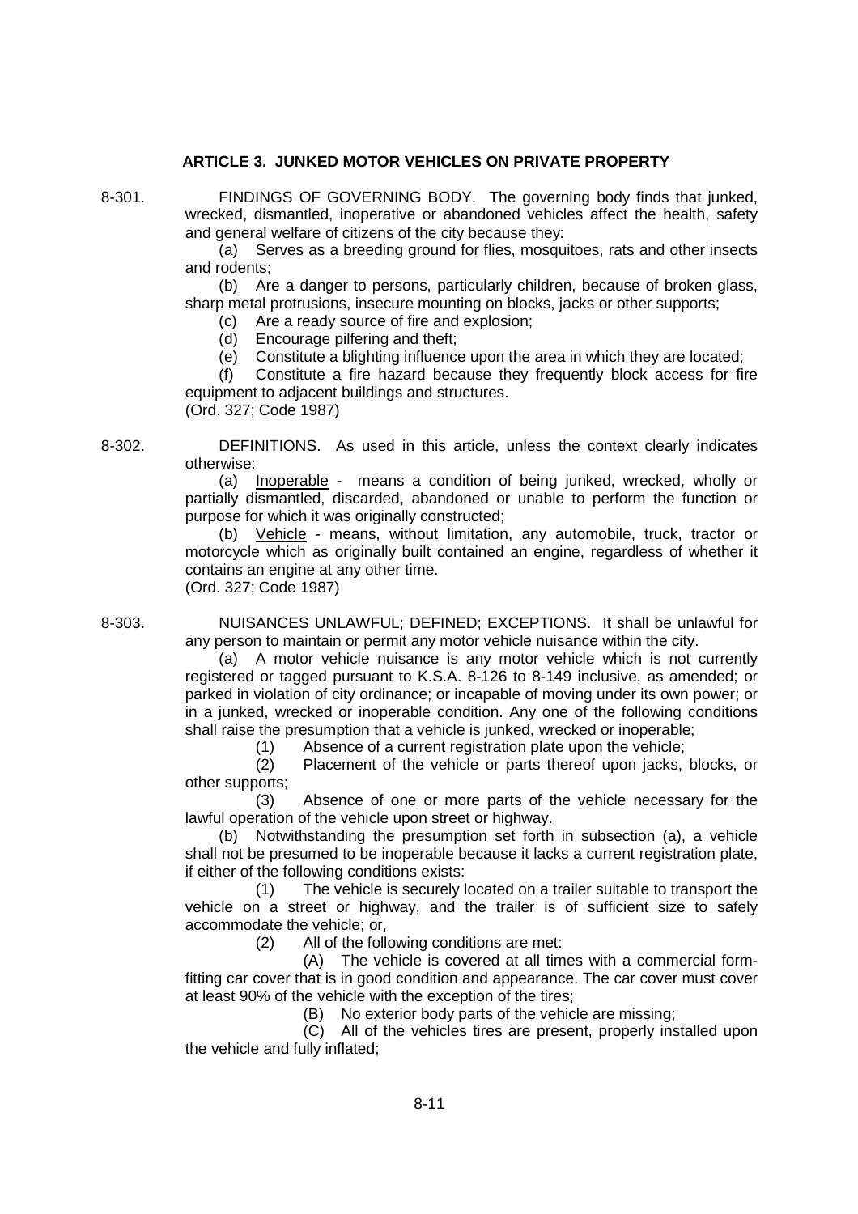## ARTICLE 3. JUNKED MOTOR VEHICLES ON PRIVATE PROPERTY

8-301. FINDINGS OF GOVERNING BODY. The governing body finds that junked, wrecked, dismantled, inoperative or abandoned vehicles affect the health, safety and general welfare of citizens of the city because they:

(a) Serves as a breeding ground for flies, mosquitoes, rats and other insects and rodents;

(b) Are a danger to persons, particularly children, because of broken glass, sharp metal protrusions, insecure mounting on blocks, jacks or other supports;

(c) Are a ready source of fire and explosion;

(d) Encourage pilfering and theft;

(e) Constitute a blighting influence upon the area in which they are located;

(f) Constitute a fire hazard because they frequently block access for fire equipment to adjacent buildings and structures.

(Ord. 327; Code 1987)

8-302. DEFINITIONS. As used in this article, unless the context clearly indicates otherwise:

(a) Inoperable - means a condition of being junked, wrecked, wholly or partially dismantled, discarded, abandoned or unable to perform the function or purpose for which it was originally constructed;

(b) Vehicle - means, without limitation, any automobile, truck, tractor or motorcycle which as originally built contained an engine, regardless of whether it contains an engine at any other time.

(Ord. 327; Code 1987)

8-303. NUISANCES UNLAWFUL; DEFINED; EXCEPTIONS. It shall be unlawful for any person to maintain or permit any motor vehicle nuisance within the city.

(a) A motor vehicle nuisance is any motor vehicle which is not currently registered or tagged pursuant to K.S.A. 8-126 to 8-149 inclusive, as amended; or parked in violation of city ordinance; or incapable of moving under its own power; or in a junked, wrecked or inoperable condition. Any one of the following conditions shall raise the presumption that a vehicle is junked, wrecked or inoperable;

(1) Absence of a current registration plate upon the vehicle;

(2) Placement of the vehicle or parts thereof upon jacks, blocks, or other supports;

(3) Absence of one or more parts of the vehicle necessary for the lawful operation of the vehicle upon street or highway.

(b) Notwithstanding the presumption set forth in subsection (a), a vehicle shall not be presumed to be inoperable because it lacks a current registration plate, if either of the following conditions exists:

(1) The vehicle is securely located on a trailer suitable to transport the vehicle on a street or highway, and the trailer is of sufficient size to safely accommodate the vehicle; or,

(2) All of the following conditions are met:

(A) The vehicle is covered at all times with a commercial form-fitting car cover that is in good condition and appearance. The car cover must cover at least 90% of the vehicle with the exception of the tires;

(B) No exterior body parts of the vehicle are missing;

(C) All of the vehicles tires are present, properly installed upon the vehicle and fully inflated;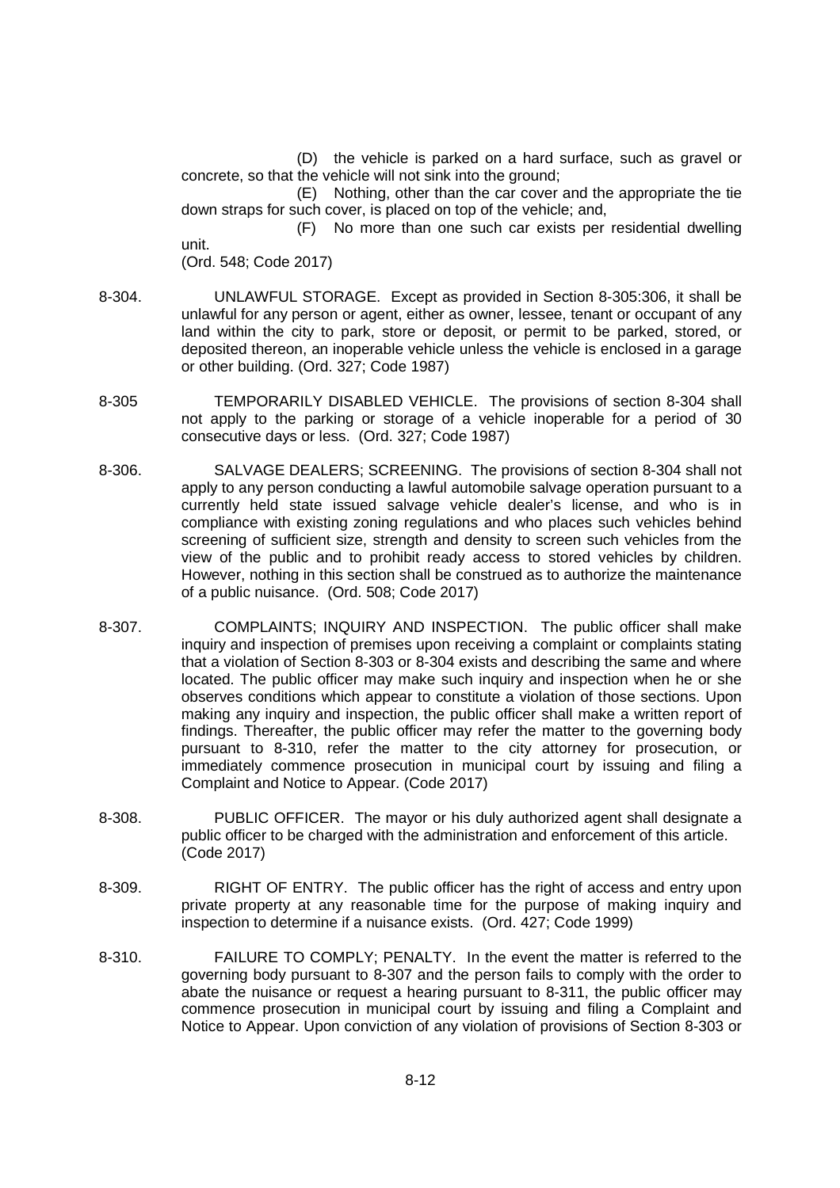(D) the vehicle is parked on a hard surface, such as gravel or concrete, so that the vehicle will not sink into the ground;

(E) Nothing, other than the car cover and the appropriate the tie down straps for such cover, is placed on top of the vehicle; and,

(F) No more than one such car exists per residential dwelling unit.

(Ord. 548; Code 2017)

8-304. UNLAWFUL STORAGE. Except as provided in Section 8-305:306, it shall be unlawful for any person or agent, either as owner, lessee, tenant or occupant of any land within the city to park, store or deposit, or permit to be parked, stored, or deposited thereon, an inoperable vehicle unless the vehicle is enclosed in a garage or other building. (Ord. 327; Code 1987)

8-305 TEMPORARILY DISABLED VEHICLE. The provisions of section 8-304 shall not apply to the parking or storage of a vehicle inoperable for a period of 30 consecutive days or less. (Ord. 327; Code 1987)

8-306. SALVAGE DEALERS; SCREENING. The provisions of section 8-304 shall not apply to any person conducting a lawful automobile salvage operation pursuant to a currently held state issued salvage vehicle dealer's license, and who is in compliance with existing zoning regulations and who places such vehicles behind screening of sufficient size, strength and density to screen such vehicles from the view of the public and to prohibit ready access to stored vehicles by children. However, nothing in this section shall be construed as to authorize the maintenance of a public nuisance. (Ord. 508; Code 2017)

8-307. COMPLAINTS; INQUIRY AND INSPECTION. The public officer shall make inquiry and inspection of premises upon receiving a complaint or complaints stating that a violation of Section 8-303 or 8-304 exists and describing the same and where located. The public officer may make such inquiry and inspection when he or she observes conditions which appear to constitute a violation of those sections. Upon making any inquiry and inspection, the public officer shall make a written report of findings. Thereafter, the public officer may refer the matter to the governing body pursuant to 8-310, refer the matter to the city attorney for prosecution, or immediately commence prosecution in municipal court by issuing and filing a Complaint and Notice to Appear. (Code 2017)

8-308. PUBLIC OFFICER. The mayor or his duly authorized agent shall designate a public officer to be charged with the administration and enforcement of this article. (Code 2017)

8-309. RIGHT OF ENTRY. The public officer has the right of access and entry upon private property at any reasonable time for the purpose of making inquiry and inspection to determine if a nuisance exists. (Ord. 427; Code 1999)

8-310. FAILURE TO COMPLY; PENALTY. In the event the matter is referred to the governing body pursuant to 8-307 and the person fails to comply with the order to abate the nuisance or request a hearing pursuant to 8-311, the public officer may commence prosecution in municipal court by issuing and filing a Complaint and Notice to Appear. Upon conviction of any violation of provisions of Section 8-303 or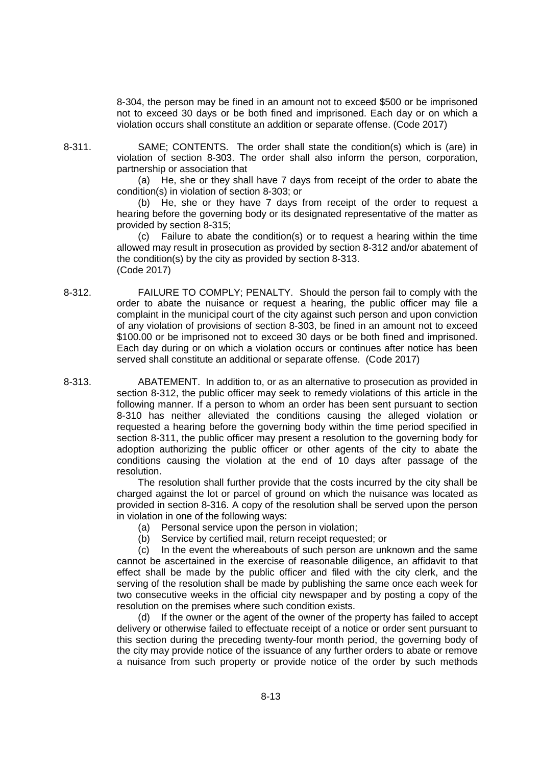8-304, the person may be fined in an amount not to exceed $500 or be imprisoned not to exceed 30 days or be both fined and imprisoned. Each day or on which a violation occurs shall constitute an addition or separate offense. (Code 2017)

8-311. SAME; CONTENTS. The order shall state the condition(s) which is (are) in violation of section 8-303. The order shall also inform the person, corporation, partnership or association that

(a) He, she or they shall have 7 days from receipt of the order to abate the condition(s) in violation of section 8-303; or

(b) He, she or they have 7 days from receipt of the order to request a hearing before the governing body or its designated representative of the matter as provided by section 8-315;

(c) Failure to abate the condition(s) or to request a hearing within the time allowed may result in prosecution as provided by section 8-312 and/or abatement of the condition(s) by the city as provided by section 8-313.
(Code 2017)

8-312. FAILURE TO COMPLY; PENALTY. Should the person fail to comply with the order to abate the nuisance or request a hearing, the public officer may file a complaint in the municipal court of the city against such person and upon conviction of any violation of provisions of section 8-303, be fined in an amount not to exceed $100.00 or be imprisoned not to exceed 30 days or be both fined and imprisoned. Each day during or on which a violation occurs or continues after notice has been served shall constitute an additional or separate offense. (Code 2017)

8-313. ABATEMENT. In addition to, or as an alternative to prosecution as provided in section 8-312, the public officer may seek to remedy violations of this article in the following manner. If a person to whom an order has been sent pursuant to section 8-310 has neither alleviated the conditions causing the alleged violation or requested a hearing before the governing body within the time period specified in section 8-311, the public officer may present a resolution to the governing body for adoption authorizing the public officer or other agents of the city to abate the conditions causing the violation at the end of 10 days after passage of the resolution.

The resolution shall further provide that the costs incurred by the city shall be charged against the lot or parcel of ground on which the nuisance was located as provided in section 8-316. A copy of the resolution shall be served upon the person in violation in one of the following ways:

(a) Personal service upon the person in violation;

(b) Service by certified mail, return receipt requested; or

(c) In the event the whereabouts of such person are unknown and the same cannot be ascertained in the exercise of reasonable diligence, an affidavit to that effect shall be made by the public officer and filed with the city clerk, and the serving of the resolution shall be made by publishing the same once each week for two consecutive weeks in the official city newspaper and by posting a copy of the resolution on the premises where such condition exists.

(d) If the owner or the agent of the owner of the property has failed to accept delivery or otherwise failed to effectuate receipt of a notice or order sent pursuant to this section during the preceding twenty-four month period, the governing body of the city may provide notice of the issuance of any further orders to abate or remove a nuisance from such property or provide notice of the order by such methods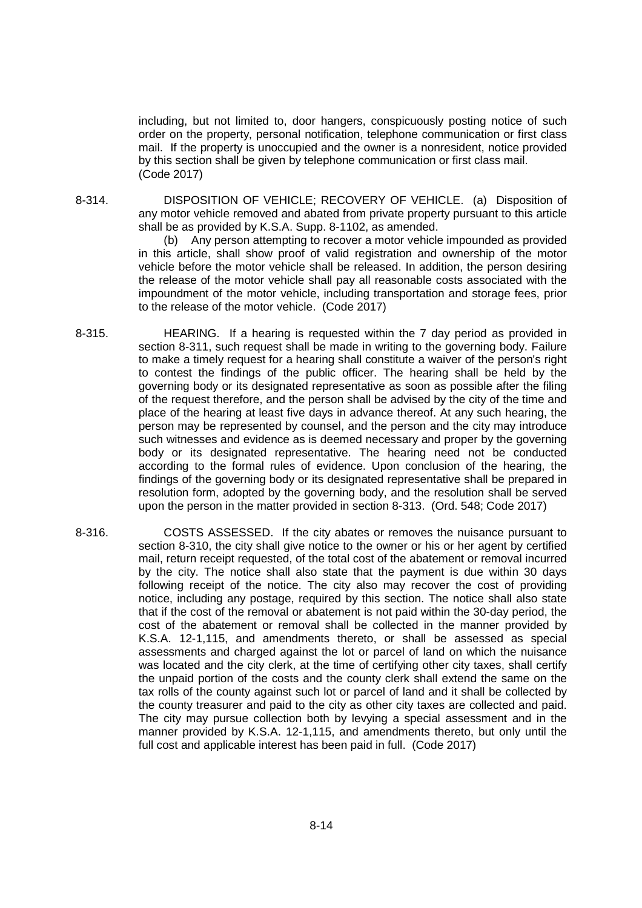including, but not limited to, door hangers, conspicuously posting notice of such order on the property, personal notification, telephone communication or first class mail. If the property is unoccupied and the owner is a nonresident, notice provided by this section shall be given by telephone communication or first class mail. (Code 2017)

8-314. DISPOSITION OF VEHICLE; RECOVERY OF VEHICLE. (a) Disposition of any motor vehicle removed and abated from private property pursuant to this article shall be as provided by K.S.A. Supp. 8-1102, as amended.

(b) Any person attempting to recover a motor vehicle impounded as provided in this article, shall show proof of valid registration and ownership of the motor vehicle before the motor vehicle shall be released. In addition, the person desiring the release of the motor vehicle shall pay all reasonable costs associated with the impoundment of the motor vehicle, including transportation and storage fees, prior to the release of the motor vehicle. (Code 2017)

8-315. HEARING. If a hearing is requested within the 7 day period as provided in section 8-311, such request shall be made in writing to the governing body. Failure to make a timely request for a hearing shall constitute a waiver of the person's right to contest the findings of the public officer. The hearing shall be held by the governing body or its designated representative as soon as possible after the filing of the request therefore, and the person shall be advised by the city of the time and place of the hearing at least five days in advance thereof. At any such hearing, the person may be represented by counsel, and the person and the city may introduce such witnesses and evidence as is deemed necessary and proper by the governing body or its designated representative. The hearing need not be conducted according to the formal rules of evidence. Upon conclusion of the hearing, the findings of the governing body or its designated representative shall be prepared in resolution form, adopted by the governing body, and the resolution shall be served upon the person in the matter provided in section 8-313. (Ord. 548; Code 2017)

8-316. COSTS ASSESSED. If the city abates or removes the nuisance pursuant to section 8-310, the city shall give notice to the owner or his or her agent by certified mail, return receipt requested, of the total cost of the abatement or removal incurred by the city. The notice shall also state that the payment is due within 30 days following receipt of the notice. The city also may recover the cost of providing notice, including any postage, required by this section. The notice shall also state that if the cost of the removal or abatement is not paid within the 30-day period, the cost of the abatement or removal shall be collected in the manner provided by K.S.A. 12-1,115, and amendments thereto, or shall be assessed as special assessments and charged against the lot or parcel of land on which the nuisance was located and the city clerk, at the time of certifying other city taxes, shall certify the unpaid portion of the costs and the county clerk shall extend the same on the tax rolls of the county against such lot or parcel of land and it shall be collected by the county treasurer and paid to the city as other city taxes are collected and paid. The city may pursue collection both by levying a special assessment and in the manner provided by K.S.A. 12-1,115, and amendments thereto, but only until the full cost and applicable interest has been paid in full. (Code 2017)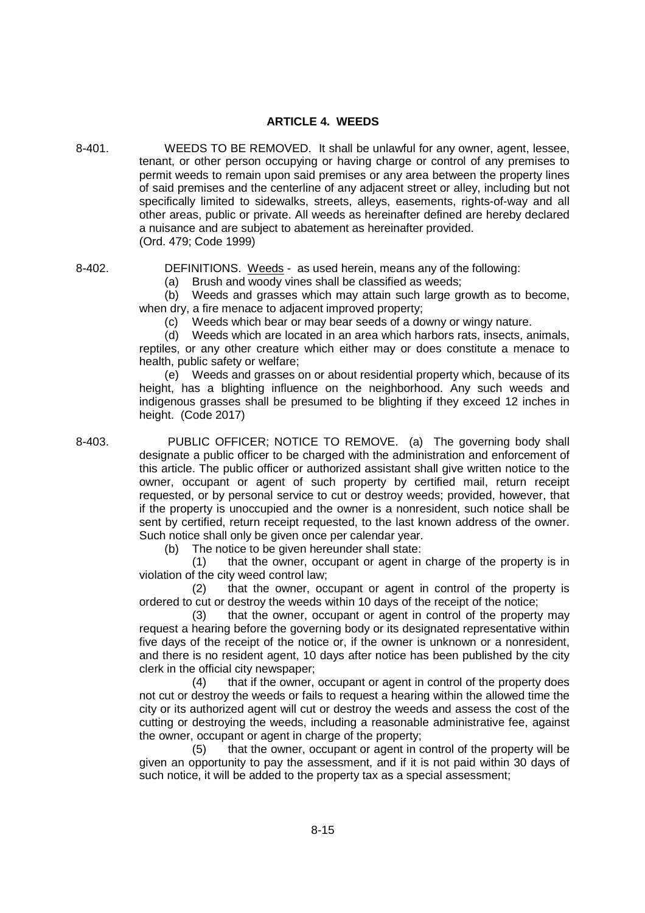## ARTICLE 4. WEEDS

8-401. WEEDS TO BE REMOVED. It shall be unlawful for any owner, agent, lessee, tenant, or other person occupying or having charge or control of any premises to permit weeds to remain upon said premises or any area between the property lines of said premises and the centerline of any adjacent street or alley, including but not specifically limited to sidewalks, streets, alleys, easements, rights-of-way and all other areas, public or private. All weeds as hereinafter defined are hereby declared a nuisance and are subject to abatement as hereinafter provided.
(Ord. 479; Code 1999)

8-402. DEFINITIONS. Weeds - as used herein, means any of the following:

(a) Brush and woody vines shall be classified as weeds;

(b) Weeds and grasses which may attain such large growth as to become, when dry, a fire menace to adjacent improved property;

(c) Weeds which bear or may bear seeds of a downy or wingy nature.

(d) Weeds which are located in an area which harbors rats, insects, animals, reptiles, or any other creature which either may or does constitute a menace to health, public safety or welfare;

(e) Weeds and grasses on or about residential property which, because of its height, has a blighting influence on the neighborhood. Any such weeds and indigenous grasses shall be presumed to be blighting if they exceed 12 inches in height. (Code 2017)

8-403. PUBLIC OFFICER; NOTICE TO REMOVE. (a) The governing body shall designate a public officer to be charged with the administration and enforcement of this article. The public officer or authorized assistant shall give written notice to the owner, occupant or agent of such property by certified mail, return receipt requested, or by personal service to cut or destroy weeds; provided, however, that if the property is unoccupied and the owner is a nonresident, such notice shall be sent by certified, return receipt requested, to the last known address of the owner. Such notice shall only be given once per calendar year.

(b) The notice to be given hereunder shall state:

(1) that the owner, occupant or agent in charge of the property is in violation of the city weed control law;

(2) that the owner, occupant or agent in control of the property is ordered to cut or destroy the weeds within 10 days of the receipt of the notice;

(3) that the owner, occupant or agent in control of the property may request a hearing before the governing body or its designated representative within five days of the receipt of the notice or, if the owner is unknown or a nonresident, and there is no resident agent, 10 days after notice has been published by the city clerk in the official city newspaper;

(4) that if the owner, occupant or agent in control of the property does not cut or destroy the weeds or fails to request a hearing within the allowed time the city or its authorized agent will cut or destroy the weeds and assess the cost of the cutting or destroying the weeds, including a reasonable administrative fee, against the owner, occupant or agent in charge of the property;

(5) that the owner, occupant or agent in control of the property will be given an opportunity to pay the assessment, and if it is not paid within 30 days of such notice, it will be added to the property tax as a special assessment;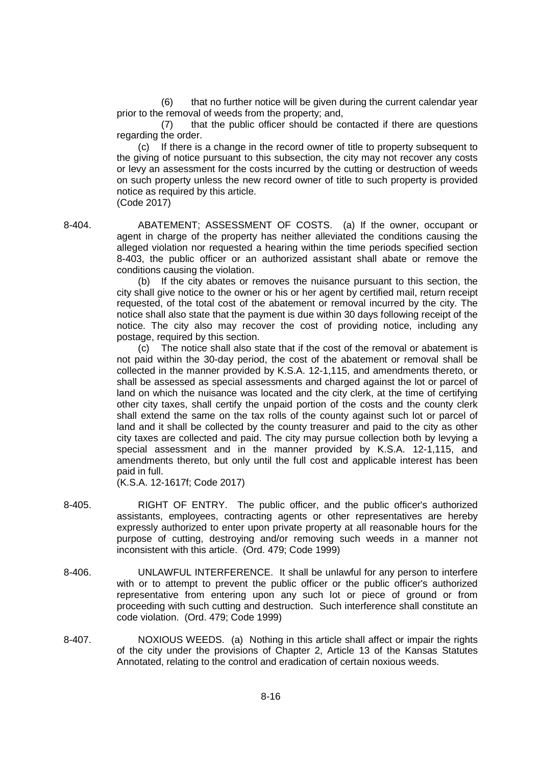(6) that no further notice will be given during the current calendar year prior to the removal of weeds from the property; and,

(7) that the public officer should be contacted if there are questions regarding the order.

(c) If there is a change in the record owner of title to property subsequent to the giving of notice pursuant to this subsection, the city may not recover any costs or levy an assessment for the costs incurred by the cutting or destruction of weeds on such property unless the new record owner of title to such property is provided notice as required by this article.
(Code 2017)

8-404. ABATEMENT; ASSESSMENT OF COSTS. (a) If the owner, occupant or agent in charge of the property has neither alleviated the conditions causing the alleged violation nor requested a hearing within the time periods specified section 8-403, the public officer or an authorized assistant shall abate or remove the conditions causing the violation.

(b) If the city abates or removes the nuisance pursuant to this section, the city shall give notice to the owner or his or her agent by certified mail, return receipt requested, of the total cost of the abatement or removal incurred by the city. The notice shall also state that the payment is due within 30 days following receipt of the notice. The city also may recover the cost of providing notice, including any postage, required by this section.

(c) The notice shall also state that if the cost of the removal or abatement is not paid within the 30-day period, the cost of the abatement or removal shall be collected in the manner provided by K.S.A. 12-1,115, and amendments thereto, or shall be assessed as special assessments and charged against the lot or parcel of land on which the nuisance was located and the city clerk, at the time of certifying other city taxes, shall certify the unpaid portion of the costs and the county clerk shall extend the same on the tax rolls of the county against such lot or parcel of land and it shall be collected by the county treasurer and paid to the city as other city taxes are collected and paid. The city may pursue collection both by levying a special assessment and in the manner provided by K.S.A. 12-1,115, and amendments thereto, but only until the full cost and applicable interest has been paid in full.
(K.S.A. 12-1617f; Code 2017)

8-405. RIGHT OF ENTRY. The public officer, and the public officer's authorized assistants, employees, contracting agents or other representatives are hereby expressly authorized to enter upon private property at all reasonable hours for the purpose of cutting, destroying and/or removing such weeds in a manner not inconsistent with this article. (Ord. 479; Code 1999)

8-406. UNLAWFUL INTERFERENCE. It shall be unlawful for any person to interfere with or to attempt to prevent the public officer or the public officer's authorized representative from entering upon any such lot or piece of ground or from proceeding with such cutting and destruction. Such interference shall constitute an code violation. (Ord. 479; Code 1999)

8-407. NOXIOUS WEEDS. (a) Nothing in this article shall affect or impair the rights of the city under the provisions of Chapter 2, Article 13 of the Kansas Statutes Annotated, relating to the control and eradication of certain noxious weeds.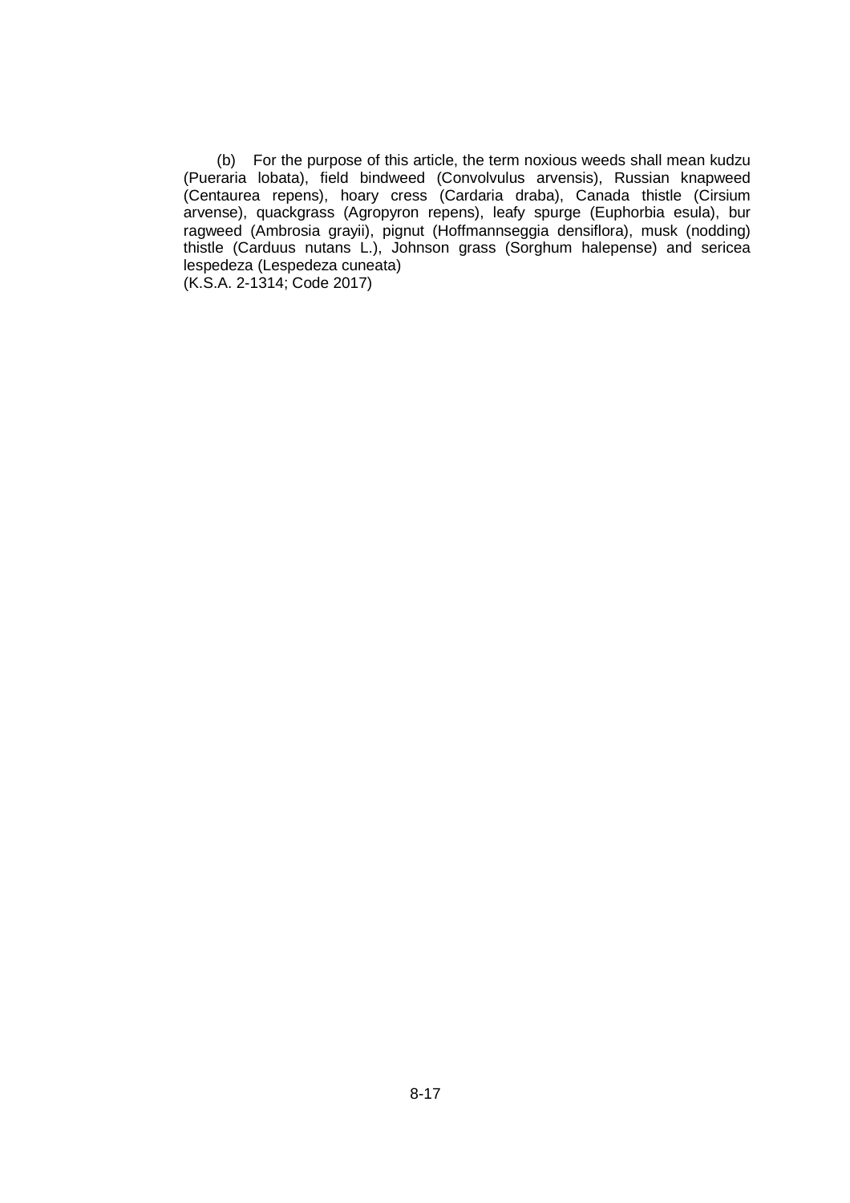(b) For the purpose of this article, the term noxious weeds shall mean kudzu (Pueraria lobata), field bindweed (Convolvulus arvensis), Russian knapweed (Centaurea repens), hoary cress (Cardaria draba), Canada thistle (Cirsium arvense), quackgrass (Agropyron repens), leafy spurge (Euphorbia esula), bur ragweed (Ambrosia grayii), pignut (Hoffmannseggia densiflora), musk (nodding) thistle (Carduus nutans L.), Johnson grass (Sorghum halepense) and sericea lespedeza (Lespedeza cuneata)

(K.S.A. 2-1314; Code 2017)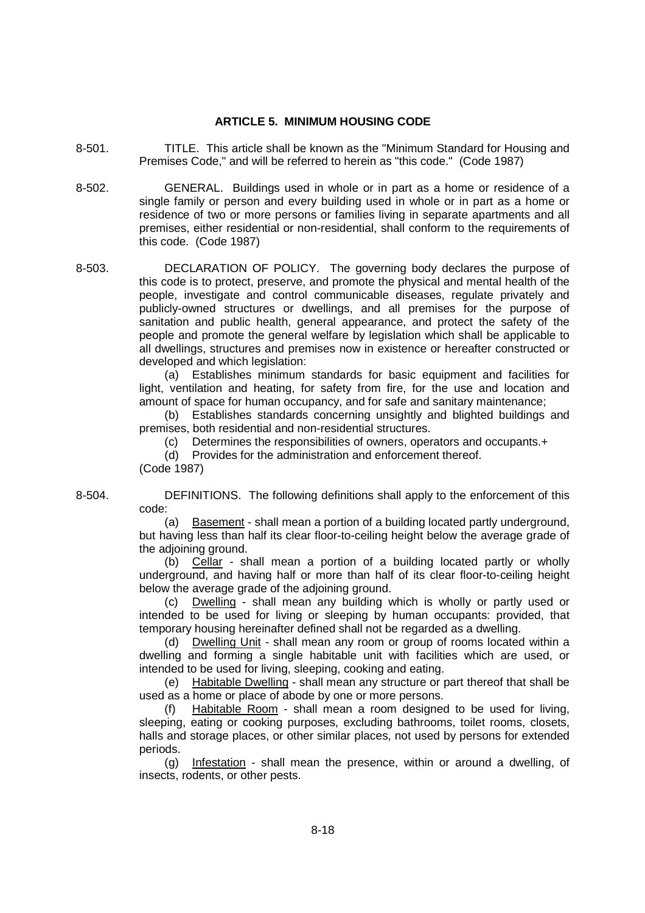## ARTICLE 5. MINIMUM HOUSING CODE

8-501. TITLE. This article shall be known as the "Minimum Standard for Housing and Premises Code," and will be referred to herein as "this code." (Code 1987)

8-502. GENERAL. Buildings used in whole or in part as a home or residence of a single family or person and every building used in whole or in part as a home or residence of two or more persons or families living in separate apartments and all premises, either residential or non-residential, shall conform to the requirements of this code. (Code 1987)

8-503. DECLARATION OF POLICY. The governing body declares the purpose of this code is to protect, preserve, and promote the physical and mental health of the people, investigate and control communicable diseases, regulate privately and publicly-owned structures or dwellings, and all premises for the purpose of sanitation and public health, general appearance, and protect the safety of the people and promote the general welfare by legislation which shall be applicable to all dwellings, structures and premises now in existence or hereafter constructed or developed and which legislation:

(a) Establishes minimum standards for basic equipment and facilities for light, ventilation and heating, for safety from fire, for the use and location and amount of space for human occupancy, and for safe and sanitary maintenance;

(b) Establishes standards concerning unsightly and blighted buildings and premises, both residential and non-residential structures.

(c) Determines the responsibilities of owners, operators and occupants.+

(d) Provides for the administration and enforcement thereof.

(Code 1987)

8-504. DEFINITIONS. The following definitions shall apply to the enforcement of this code:

(a) Basement - shall mean a portion of a building located partly underground, but having less than half its clear floor-to-ceiling height below the average grade of the adjoining ground.

(b) Cellar - shall mean a portion of a building located partly or wholly underground, and having half or more than half of its clear floor-to-ceiling height below the average grade of the adjoining ground.

(c) Dwelling - shall mean any building which is wholly or partly used or intended to be used for living or sleeping by human occupants: provided, that temporary housing hereinafter defined shall not be regarded as a dwelling.

(d) Dwelling Unit - shall mean any room or group of rooms located within a dwelling and forming a single habitable unit with facilities which are used, or intended to be used for living, sleeping, cooking and eating.

(e) Habitable Dwelling - shall mean any structure or part thereof that shall be used as a home or place of abode by one or more persons.

(f) Habitable Room - shall mean a room designed to be used for living, sleeping, eating or cooking purposes, excluding bathrooms, toilet rooms, closets, halls and storage places, or other similar places, not used by persons for extended periods.

(g) Infestation - shall mean the presence, within or around a dwelling, of insects, rodents, or other pests.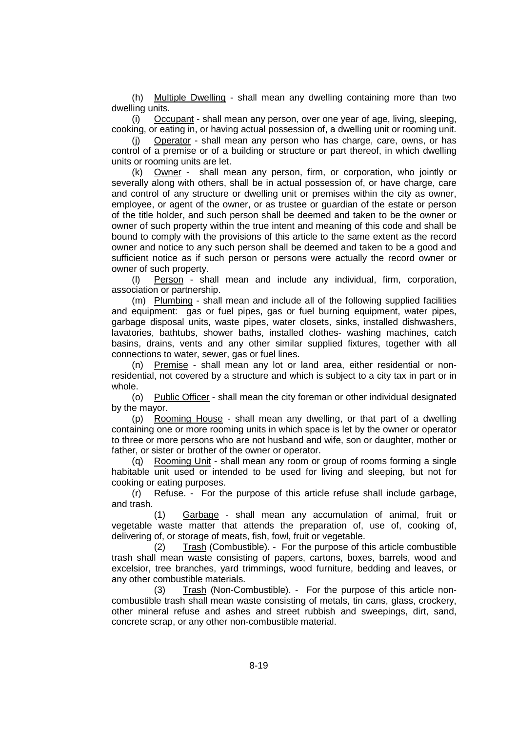(h) Multiple Dwelling - shall mean any dwelling containing more than two dwelling units.

(i) Occupant - shall mean any person, over one year of age, living, sleeping, cooking, or eating in, or having actual possession of, a dwelling unit or rooming unit.

(j) Operator - shall mean any person who has charge, care, owns, or has control of a premise or of a building or structure or part thereof, in which dwelling units or rooming units are let.

(k) Owner - shall mean any person, firm, or corporation, who jointly or severally along with others, shall be in actual possession of, or have charge, care and control of any structure or dwelling unit or premises within the city as owner, employee, or agent of the owner, or as trustee or guardian of the estate or person of the title holder, and such person shall be deemed and taken to be the owner or owner of such property within the true intent and meaning of this code and shall be bound to comply with the provisions of this article to the same extent as the record owner and notice to any such person shall be deemed and taken to be a good and sufficient notice as if such person or persons were actually the record owner or owner of such property.

(l) Person - shall mean and include any individual, firm, corporation, association or partnership.

(m) Plumbing - shall mean and include all of the following supplied facilities and equipment: gas or fuel pipes, gas or fuel burning equipment, water pipes, garbage disposal units, waste pipes, water closets, sinks, installed dishwashers, lavatories, bathtubs, shower baths, installed clothes- washing machines, catch basins, drains, vents and any other similar supplied fixtures, together with all connections to water, sewer, gas or fuel lines.

(n) Premise - shall mean any lot or land area, either residential or non-residential, not covered by a structure and which is subject to a city tax in part or in whole.

(o) Public Officer - shall mean the city foreman or other individual designated by the mayor.

(p) Rooming House - shall mean any dwelling, or that part of a dwelling containing one or more rooming units in which space is let by the owner or operator to three or more persons who are not husband and wife, son or daughter, mother or father, or sister or brother of the owner or operator.

(q) Rooming Unit - shall mean any room or group of rooms forming a single habitable unit used or intended to be used for living and sleeping, but not for cooking or eating purposes.

(r) Refuse. - For the purpose of this article refuse shall include garbage, and trash.

(1) Garbage - shall mean any accumulation of animal, fruit or vegetable waste matter that attends the preparation of, use of, cooking of, delivering of, or storage of meats, fish, fowl, fruit or vegetable.

(2) Trash (Combustible). - For the purpose of this article combustible trash shall mean waste consisting of papers, cartons, boxes, barrels, wood and excelsior, tree branches, yard trimmings, wood furniture, bedding and leaves, or any other combustible materials.

(3) Trash (Non-Combustible). - For the purpose of this article non-combustible trash shall mean waste consisting of metals, tin cans, glass, crockery, other mineral refuse and ashes and street rubbish and sweepings, dirt, sand, concrete scrap, or any other non-combustible material.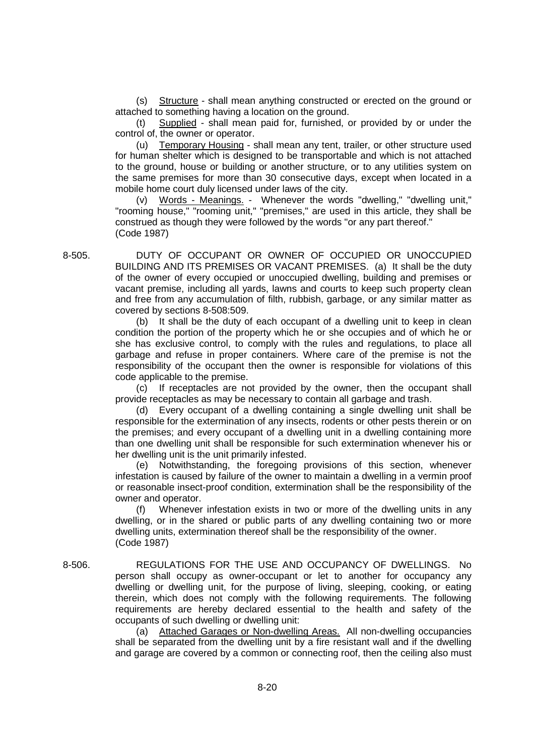(s) Structure - shall mean anything constructed or erected on the ground or attached to something having a location on the ground.

(t) Supplied - shall mean paid for, furnished, or provided by or under the control of, the owner or operator.

(u) Temporary Housing - shall mean any tent, trailer, or other structure used for human shelter which is designed to be transportable and which is not attached to the ground, house or building or another structure, or to any utilities system on the same premises for more than 30 consecutive days, except when located in a mobile home court duly licensed under laws of the city.

(v) Words - Meanings. - Whenever the words "dwelling," "dwelling unit," "rooming house," "rooming unit," "premises," are used in this article, they shall be construed as though they were followed by the words "or any part thereof."
(Code 1987)

8-505. DUTY OF OCCUPANT OR OWNER OF OCCUPIED OR UNOCCUPIED BUILDING AND ITS PREMISES OR VACANT PREMISES. (a) It shall be the duty of the owner of every occupied or unoccupied dwelling, building and premises or vacant premise, including all yards, lawns and courts to keep such property clean and free from any accumulation of filth, rubbish, garbage, or any similar matter as covered by sections 8-508:509.

(b) It shall be the duty of each occupant of a dwelling unit to keep in clean condition the portion of the property which he or she occupies and of which he or she has exclusive control, to comply with the rules and regulations, to place all garbage and refuse in proper containers. Where care of the premise is not the responsibility of the occupant then the owner is responsible for violations of this code applicable to the premise.

(c) If receptacles are not provided by the owner, then the occupant shall provide receptacles as may be necessary to contain all garbage and trash.

(d) Every occupant of a dwelling containing a single dwelling unit shall be responsible for the extermination of any insects, rodents or other pests therein or on the premises; and every occupant of a dwelling unit in a dwelling containing more than one dwelling unit shall be responsible for such extermination whenever his or her dwelling unit is the unit primarily infested.

(e) Notwithstanding, the foregoing provisions of this section, whenever infestation is caused by failure of the owner to maintain a dwelling in a vermin proof or reasonable insect-proof condition, extermination shall be the responsibility of the owner and operator.

(f) Whenever infestation exists in two or more of the dwelling units in any dwelling, or in the shared or public parts of any dwelling containing two or more dwelling units, extermination thereof shall be the responsibility of the owner.
(Code 1987)

8-506. REGULATIONS FOR THE USE AND OCCUPANCY OF DWELLINGS. No person shall occupy as owner-occupant or let to another for occupancy any dwelling or dwelling unit, for the purpose of living, sleeping, cooking, or eating therein, which does not comply with the following requirements. The following requirements are hereby declared essential to the health and safety of the occupants of such dwelling or dwelling unit:

(a) Attached Garages or Non-dwelling Areas. All non-dwelling occupancies shall be separated from the dwelling unit by a fire resistant wall and if the dwelling and garage are covered by a common or connecting roof, then the ceiling also must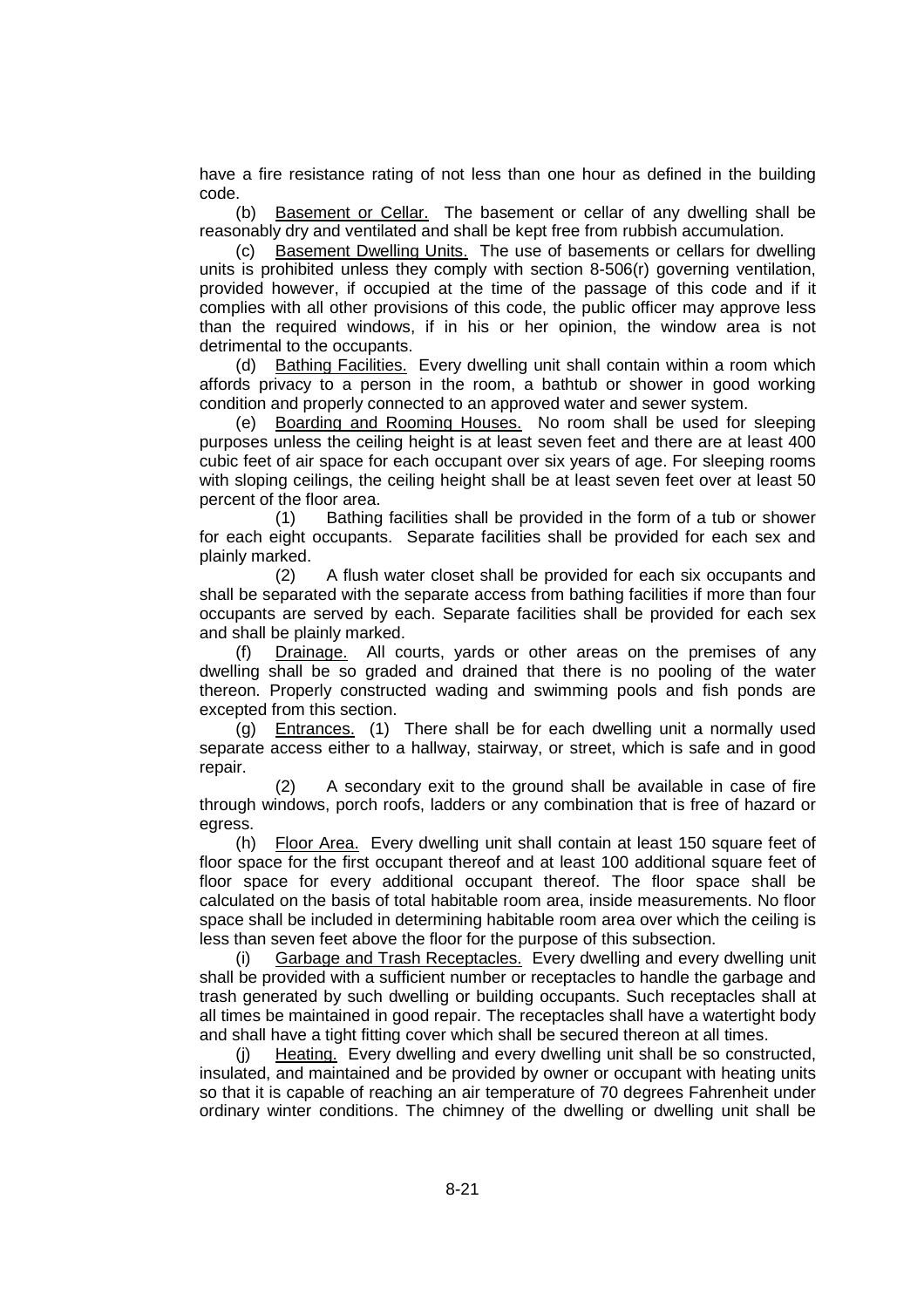have a fire resistance rating of not less than one hour as defined in the building code.

(b) Basement or Cellar. The basement or cellar of any dwelling shall be reasonably dry and ventilated and shall be kept free from rubbish accumulation.

(c) Basement Dwelling Units. The use of basements or cellars for dwelling units is prohibited unless they comply with section 8-506(r) governing ventilation, provided however, if occupied at the time of the passage of this code and if it complies with all other provisions of this code, the public officer may approve less than the required windows, if in his or her opinion, the window area is not detrimental to the occupants.

(d) Bathing Facilities. Every dwelling unit shall contain within a room which affords privacy to a person in the room, a bathtub or shower in good working condition and properly connected to an approved water and sewer system.

(e) Boarding and Rooming Houses. No room shall be used for sleeping purposes unless the ceiling height is at least seven feet and there are at least 400 cubic feet of air space for each occupant over six years of age. For sleeping rooms with sloping ceilings, the ceiling height shall be at least seven feet over at least 50 percent of the floor area.

(1) Bathing facilities shall be provided in the form of a tub or shower for each eight occupants. Separate facilities shall be provided for each sex and plainly marked.

(2) A flush water closet shall be provided for each six occupants and shall be separated with the separate access from bathing facilities if more than four occupants are served by each. Separate facilities shall be provided for each sex and shall be plainly marked.

(f) Drainage. All courts, yards or other areas on the premises of any dwelling shall be so graded and drained that there is no pooling of the water thereon. Properly constructed wading and swimming pools and fish ponds are excepted from this section.

(g) Entrances. (1) There shall be for each dwelling unit a normally used separate access either to a hallway, stairway, or street, which is safe and in good repair.

(2) A secondary exit to the ground shall be available in case of fire through windows, porch roofs, ladders or any combination that is free of hazard or egress.

(h) Floor Area. Every dwelling unit shall contain at least 150 square feet of floor space for the first occupant thereof and at least 100 additional square feet of floor space for every additional occupant thereof. The floor space shall be calculated on the basis of total habitable room area, inside measurements. No floor space shall be included in determining habitable room area over which the ceiling is less than seven feet above the floor for the purpose of this subsection.

(i) Garbage and Trash Receptacles. Every dwelling and every dwelling unit shall be provided with a sufficient number or receptacles to handle the garbage and trash generated by such dwelling or building occupants. Such receptacles shall at all times be maintained in good repair. The receptacles shall have a watertight body and shall have a tight fitting cover which shall be secured thereon at all times.

(j) Heating. Every dwelling and every dwelling unit shall be so constructed, insulated, and maintained and be provided by owner or occupant with heating units so that it is capable of reaching an air temperature of 70 degrees Fahrenheit under ordinary winter conditions. The chimney of the dwelling or dwelling unit shall be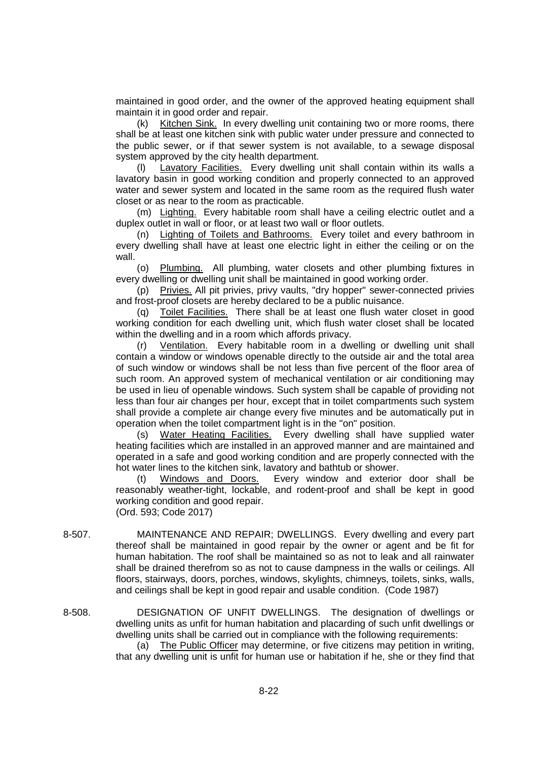maintained in good order, and the owner of the approved heating equipment shall maintain it in good order and repair.

(k) Kitchen Sink. In every dwelling unit containing two or more rooms, there shall be at least one kitchen sink with public water under pressure and connected to the public sewer, or if that sewer system is not available, to a sewage disposal system approved by the city health department.

(l) Lavatory Facilities. Every dwelling unit shall contain within its walls a lavatory basin in good working condition and properly connected to an approved water and sewer system and located in the same room as the required flush water closet or as near to the room as practicable.

(m) Lighting. Every habitable room shall have a ceiling electric outlet and a duplex outlet in wall or floor, or at least two wall or floor outlets.

(n) Lighting of Toilets and Bathrooms. Every toilet and every bathroom in every dwelling shall have at least one electric light in either the ceiling or on the wall.

(o) Plumbing. All plumbing, water closets and other plumbing fixtures in every dwelling or dwelling unit shall be maintained in good working order.

(p) Privies. All pit privies, privy vaults, "dry hopper" sewer-connected privies and frost-proof closets are hereby declared to be a public nuisance.

(q) Toilet Facilities. There shall be at least one flush water closet in good working condition for each dwelling unit, which flush water closet shall be located within the dwelling and in a room which affords privacy.

(r) Ventilation. Every habitable room in a dwelling or dwelling unit shall contain a window or windows openable directly to the outside air and the total area of such window or windows shall be not less than five percent of the floor area of such room. An approved system of mechanical ventilation or air conditioning may be used in lieu of openable windows. Such system shall be capable of providing not less than four air changes per hour, except that in toilet compartments such system shall provide a complete air change every five minutes and be automatically put in operation when the toilet compartment light is in the "on" position.

(s) Water Heating Facilities. Every dwelling shall have supplied water heating facilities which are installed in an approved manner and are maintained and operated in a safe and good working condition and are properly connected with the hot water lines to the kitchen sink, lavatory and bathtub or shower.

(t) Windows and Doors. Every window and exterior door shall be reasonably weather-tight, lockable, and rodent-proof and shall be kept in good working condition and good repair.

(Ord. 593; Code 2017)

8-507. MAINTENANCE AND REPAIR; DWELLINGS. Every dwelling and every part thereof shall be maintained in good repair by the owner or agent and be fit for human habitation. The roof shall be maintained so as not to leak and all rainwater shall be drained therefrom so as not to cause dampness in the walls or ceilings. All floors, stairways, doors, porches, windows, skylights, chimneys, toilets, sinks, walls, and ceilings shall be kept in good repair and usable condition. (Code 1987)

8-508. DESIGNATION OF UNFIT DWELLINGS. The designation of dwellings or dwelling units as unfit for human habitation and placarding of such unfit dwellings or dwelling units shall be carried out in compliance with the following requirements:

(a) The Public Officer may determine, or five citizens may petition in writing, that any dwelling unit is unfit for human use or habitation if he, she or they find that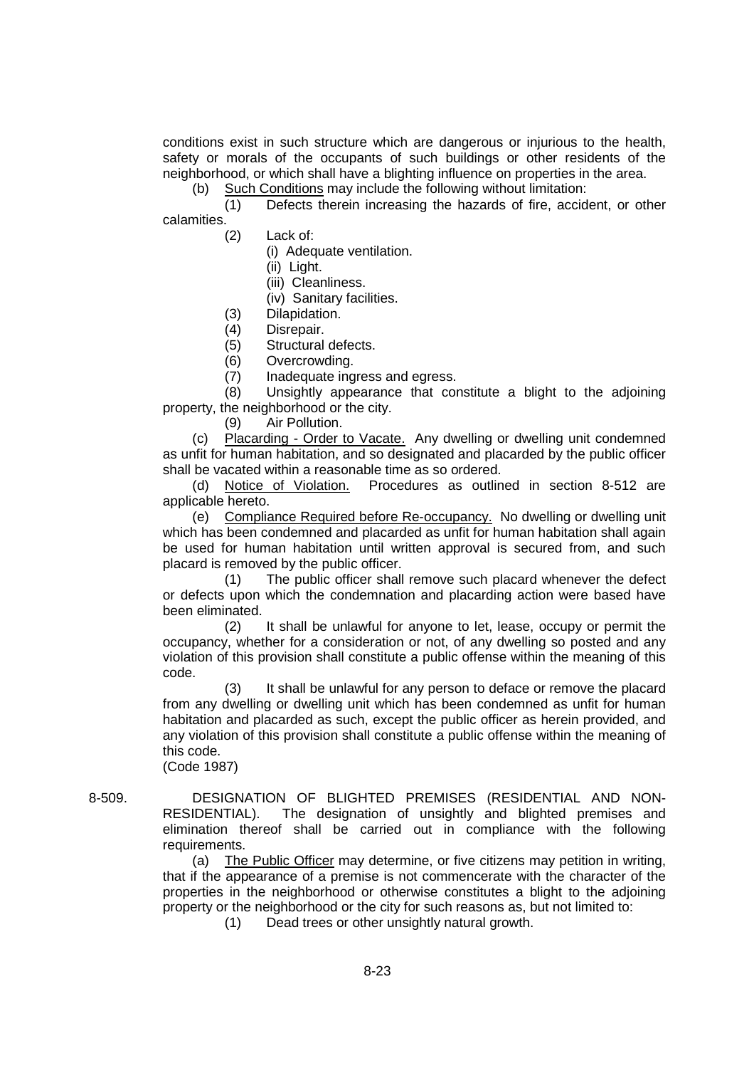conditions exist in such structure which are dangerous or injurious to the health, safety or morals of the occupants of such buildings or other residents of the neighborhood, or which shall have a blighting influence on properties in the area.

(b) Such Conditions may include the following without limitation:

(1) Defects therein increasing the hazards of fire, accident, or other calamities.

(2) Lack of:

(i) Adequate ventilation.

(ii) Light.

(iii) Cleanliness.

(iv) Sanitary facilities.

(3) Dilapidation.

(4) Disrepair.

(5) Structural defects.

(6) Overcrowding.

(7) Inadequate ingress and egress.

(8) Unsightly appearance that constitute a blight to the adjoining property, the neighborhood or the city.

(9) Air Pollution.

(c) Placarding - Order to Vacate. Any dwelling or dwelling unit condemned as unfit for human habitation, and so designated and placarded by the public officer shall be vacated within a reasonable time as so ordered.

(d) Notice of Violation. Procedures as outlined in section 8-512 are applicable hereto.

(e) Compliance Required before Re-occupancy. No dwelling or dwelling unit which has been condemned and placarded as unfit for human habitation shall again be used for human habitation until written approval is secured from, and such placard is removed by the public officer.

(1) The public officer shall remove such placard whenever the defect or defects upon which the condemnation and placarding action were based have been eliminated.

(2) It shall be unlawful for anyone to let, lease, occupy or permit the occupancy, whether for a consideration or not, of any dwelling so posted and any violation of this provision shall constitute a public offense within the meaning of this code.

(3) It shall be unlawful for any person to deface or remove the placard from any dwelling or dwelling unit which has been condemned as unfit for human habitation and placarded as such, except the public officer as herein provided, and any violation of this provision shall constitute a public offense within the meaning of this code.

(Code 1987)

8-509. DESIGNATION OF BLIGHTED PREMISES (RESIDENTIAL AND NON-RESIDENTIAL). The designation of unsightly and blighted premises and elimination thereof shall be carried out in compliance with the following requirements.

(a) The Public Officer may determine, or five citizens may petition in writing, that if the appearance of a premise is not commencerate with the character of the properties in the neighborhood or otherwise constitutes a blight to the adjoining property or the neighborhood or the city for such reasons as, but not limited to:

(1) Dead trees or other unsightly natural growth.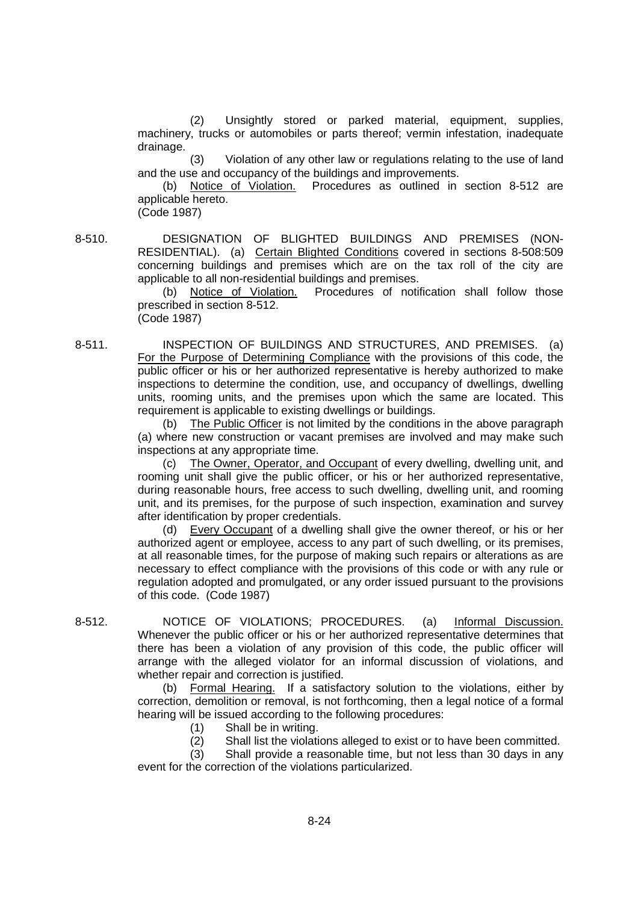(2) Unsightly stored or parked material, equipment, supplies, machinery, trucks or automobiles or parts thereof; vermin infestation, inadequate drainage.

(3) Violation of any other law or regulations relating to the use of land and the use and occupancy of the buildings and improvements.

(b) Notice of Violation. Procedures as outlined in section 8-512 are applicable hereto.
(Code 1987)

8-510. DESIGNATION OF BLIGHTED BUILDINGS AND PREMISES (NON-RESIDENTIAL). (a) Certain Blighted Conditions covered in sections 8-508:509 concerning buildings and premises which are on the tax roll of the city are applicable to all non-residential buildings and premises.

(b) Notice of Violation. Procedures of notification shall follow those prescribed in section 8-512.
(Code 1987)

8-511. INSPECTION OF BUILDINGS AND STRUCTURES, AND PREMISES. (a) For the Purpose of Determining Compliance with the provisions of this code, the public officer or his or her authorized representative is hereby authorized to make inspections to determine the condition, use, and occupancy of dwellings, dwelling units, rooming units, and the premises upon which the same are located. This requirement is applicable to existing dwellings or buildings.

(b) The Public Officer is not limited by the conditions in the above paragraph (a) where new construction or vacant premises are involved and may make such inspections at any appropriate time.

(c) The Owner, Operator, and Occupant of every dwelling, dwelling unit, and rooming unit shall give the public officer, or his or her authorized representative, during reasonable hours, free access to such dwelling, dwelling unit, and rooming unit, and its premises, for the purpose of such inspection, examination and survey after identification by proper credentials.

(d) Every Occupant of a dwelling shall give the owner thereof, or his or her authorized agent or employee, access to any part of such dwelling, or its premises, at all reasonable times, for the purpose of making such repairs or alterations as are necessary to effect compliance with the provisions of this code or with any rule or regulation adopted and promulgated, or any order issued pursuant to the provisions of this code. (Code 1987)

8-512. NOTICE OF VIOLATIONS; PROCEDURES. (a) Informal Discussion. Whenever the public officer or his or her authorized representative determines that there has been a violation of any provision of this code, the public officer will arrange with the alleged violator for an informal discussion of violations, and whether repair and correction is justified.

(b) Formal Hearing. If a satisfactory solution to the violations, either by correction, demolition or removal, is not forthcoming, then a legal notice of a formal hearing will be issued according to the following procedures:

(1) Shall be in writing.

(2) Shall list the violations alleged to exist or to have been committed.

(3) Shall provide a reasonable time, but not less than 30 days in any event for the correction of the violations particularized.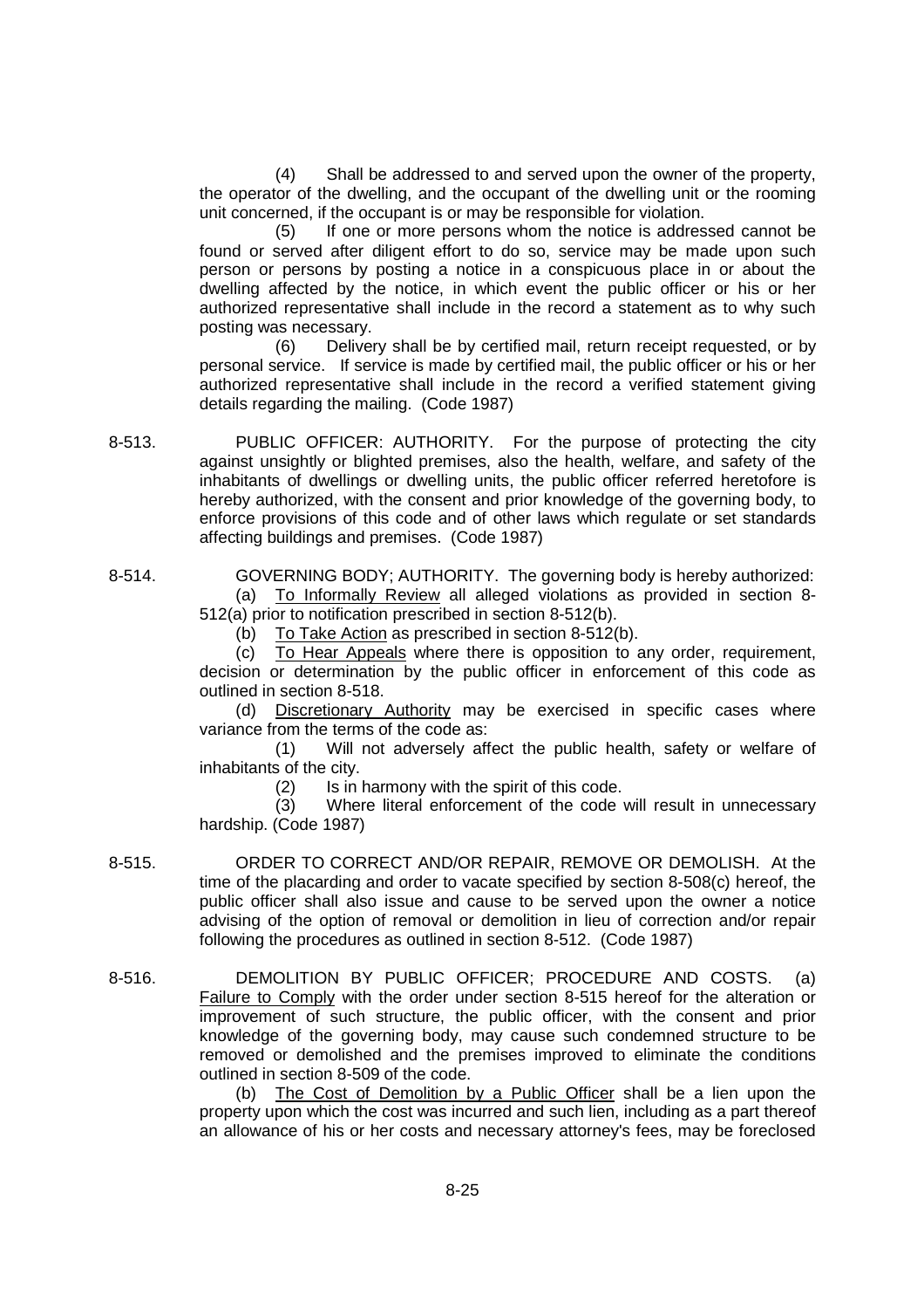(4) Shall be addressed to and served upon the owner of the property, the operator of the dwelling, and the occupant of the dwelling unit or the rooming unit concerned, if the occupant is or may be responsible for violation.

(5) If one or more persons whom the notice is addressed cannot be found or served after diligent effort to do so, service may be made upon such person or persons by posting a notice in a conspicuous place in or about the dwelling affected by the notice, in which event the public officer or his or her authorized representative shall include in the record a statement as to why such posting was necessary.

(6) Delivery shall be by certified mail, return receipt requested, or by personal service. If service is made by certified mail, the public officer or his or her authorized representative shall include in the record a verified statement giving details regarding the mailing. (Code 1987)

8-513. PUBLIC OFFICER: AUTHORITY. For the purpose of protecting the city against unsightly or blighted premises, also the health, welfare, and safety of the inhabitants of dwellings or dwelling units, the public officer referred heretofore is hereby authorized, with the consent and prior knowledge of the governing body, to enforce provisions of this code and of other laws which regulate or set standards affecting buildings and premises. (Code 1987)

8-514. GOVERNING BODY; AUTHORITY. The governing body is hereby authorized:

(a) To Informally Review all alleged violations as provided in section 8-512(a) prior to notification prescribed in section 8-512(b).

(b) To Take Action as prescribed in section 8-512(b).

(c) To Hear Appeals where there is opposition to any order, requirement, decision or determination by the public officer in enforcement of this code as outlined in section 8-518.

(d) Discretionary Authority may be exercised in specific cases where variance from the terms of the code as:

(1) Will not adversely affect the public health, safety or welfare of inhabitants of the city.

(2) Is in harmony with the spirit of this code.

(3) Where literal enforcement of the code will result in unnecessary hardship. (Code 1987)

8-515. ORDER TO CORRECT AND/OR REPAIR, REMOVE OR DEMOLISH. At the time of the placarding and order to vacate specified by section 8-508(c) hereof, the public officer shall also issue and cause to be served upon the owner a notice advising of the option of removal or demolition in lieu of correction and/or repair following the procedures as outlined in section 8-512. (Code 1987)

8-516. DEMOLITION BY PUBLIC OFFICER; PROCEDURE AND COSTS. (a) Failure to Comply with the order under section 8-515 hereof for the alteration or improvement of such structure, the public officer, with the consent and prior knowledge of the governing body, may cause such condemned structure to be removed or demolished and the premises improved to eliminate the conditions outlined in section 8-509 of the code.

(b) The Cost of Demolition by a Public Officer shall be a lien upon the property upon which the cost was incurred and such lien, including as a part thereof an allowance of his or her costs and necessary attorney's fees, may be foreclosed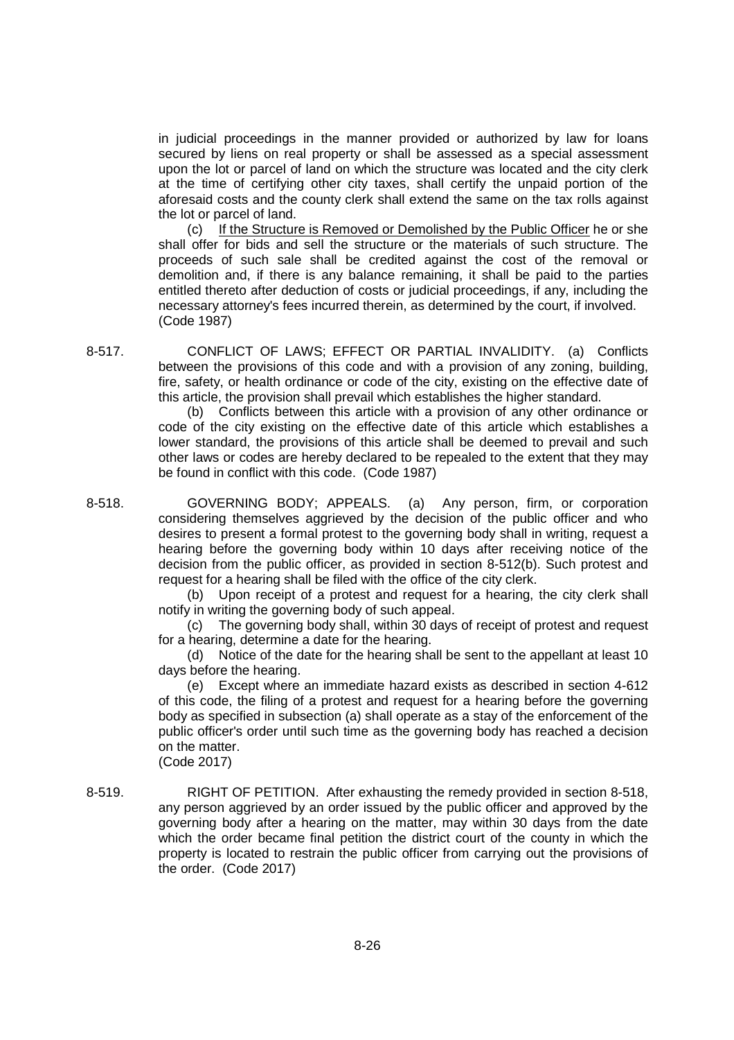in judicial proceedings in the manner provided or authorized by law for loans secured by liens on real property or shall be assessed as a special assessment upon the lot or parcel of land on which the structure was located and the city clerk at the time of certifying other city taxes, shall certify the unpaid portion of the aforesaid costs and the county clerk shall extend the same on the tax rolls against the lot or parcel of land.

(c) If the Structure is Removed or Demolished by the Public Officer he or she shall offer for bids and sell the structure or the materials of such structure. The proceeds of such sale shall be credited against the cost of the removal or demolition and, if there is any balance remaining, it shall be paid to the parties entitled thereto after deduction of costs or judicial proceedings, if any, including the necessary attorney's fees incurred therein, as determined by the court, if involved. (Code 1987)

8-517. CONFLICT OF LAWS; EFFECT OR PARTIAL INVALIDITY. (a) Conflicts between the provisions of this code and with a provision of any zoning, building, fire, safety, or health ordinance or code of the city, existing on the effective date of this article, the provision shall prevail which establishes the higher standard.

(b) Conflicts between this article with a provision of any other ordinance or code of the city existing on the effective date of this article which establishes a lower standard, the provisions of this article shall be deemed to prevail and such other laws or codes are hereby declared to be repealed to the extent that they may be found in conflict with this code. (Code 1987)

8-518. GOVERNING BODY; APPEALS. (a) Any person, firm, or corporation considering themselves aggrieved by the decision of the public officer and who desires to present a formal protest to the governing body shall in writing, request a hearing before the governing body within 10 days after receiving notice of the decision from the public officer, as provided in section 8-512(b). Such protest and request for a hearing shall be filed with the office of the city clerk.

(b) Upon receipt of a protest and request for a hearing, the city clerk shall notify in writing the governing body of such appeal.

(c) The governing body shall, within 30 days of receipt of protest and request for a hearing, determine a date for the hearing.

(d) Notice of the date for the hearing shall be sent to the appellant at least 10 days before the hearing.

(e) Except where an immediate hazard exists as described in section 4-612 of this code, the filing of a protest and request for a hearing before the governing body as specified in subsection (a) shall operate as a stay of the enforcement of the public officer's order until such time as the governing body has reached a decision on the matter.
(Code 2017)

8-519. RIGHT OF PETITION. After exhausting the remedy provided in section 8-518, any person aggrieved by an order issued by the public officer and approved by the governing body after a hearing on the matter, may within 30 days from the date which the order became final petition the district court of the county in which the property is located to restrain the public officer from carrying out the provisions of the order. (Code 2017)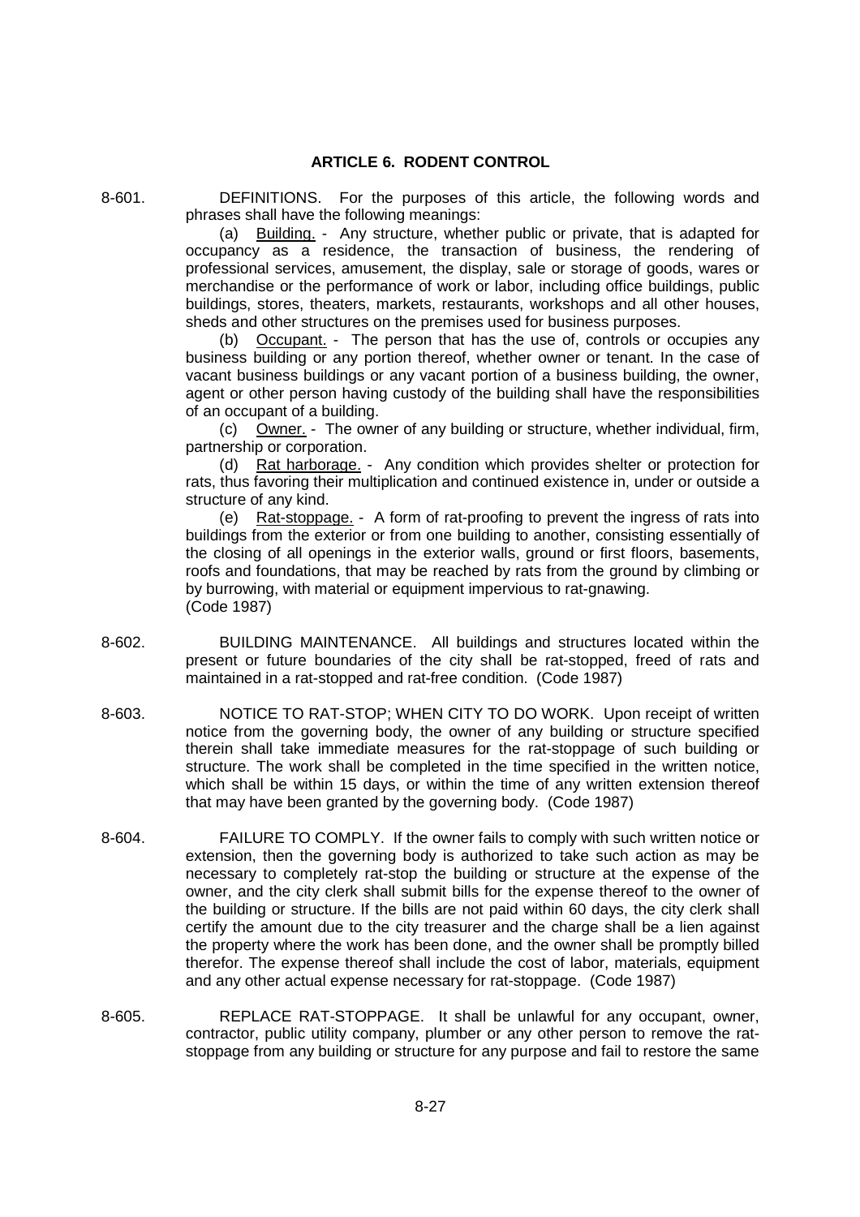## ARTICLE 6. RODENT CONTROL

8-601. DEFINITIONS. For the purposes of this article, the following words and phrases shall have the following meanings:

(a) Building. - Any structure, whether public or private, that is adapted for occupancy as a residence, the transaction of business, the rendering of professional services, amusement, the display, sale or storage of goods, wares or merchandise or the performance of work or labor, including office buildings, public buildings, stores, theaters, markets, restaurants, workshops and all other houses, sheds and other structures on the premises used for business purposes.

(b) Occupant. - The person that has the use of, controls or occupies any business building or any portion thereof, whether owner or tenant. In the case of vacant business buildings or any vacant portion of a business building, the owner, agent or other person having custody of the building shall have the responsibilities of an occupant of a building.

(c) Owner. - The owner of any building or structure, whether individual, firm, partnership or corporation.

(d) Rat harborage. - Any condition which provides shelter or protection for rats, thus favoring their multiplication and continued existence in, under or outside a structure of any kind.

(e) Rat-stoppage. - A form of rat-proofing to prevent the ingress of rats into buildings from the exterior or from one building to another, consisting essentially of the closing of all openings in the exterior walls, ground or first floors, basements, roofs and foundations, that may be reached by rats from the ground by climbing or by burrowing, with material or equipment impervious to rat-gnawing.
(Code 1987)

8-602. BUILDING MAINTENANCE. All buildings and structures located within the present or future boundaries of the city shall be rat-stopped, freed of rats and maintained in a rat-stopped and rat-free condition. (Code 1987)

8-603. NOTICE TO RAT-STOP; WHEN CITY TO DO WORK. Upon receipt of written notice from the governing body, the owner of any building or structure specified therein shall take immediate measures for the rat-stoppage of such building or structure. The work shall be completed in the time specified in the written notice, which shall be within 15 days, or within the time of any written extension thereof that may have been granted by the governing body. (Code 1987)

8-604. FAILURE TO COMPLY. If the owner fails to comply with such written notice or extension, then the governing body is authorized to take such action as may be necessary to completely rat-stop the building or structure at the expense of the owner, and the city clerk shall submit bills for the expense thereof to the owner of the building or structure. If the bills are not paid within 60 days, the city clerk shall certify the amount due to the city treasurer and the charge shall be a lien against the property where the work has been done, and the owner shall be promptly billed therefor. The expense thereof shall include the cost of labor, materials, equipment and any other actual expense necessary for rat-stoppage. (Code 1987)

8-605. REPLACE RAT-STOPPAGE. It shall be unlawful for any occupant, owner, contractor, public utility company, plumber or any other person to remove the rat-stoppage from any building or structure for any purpose and fail to restore the same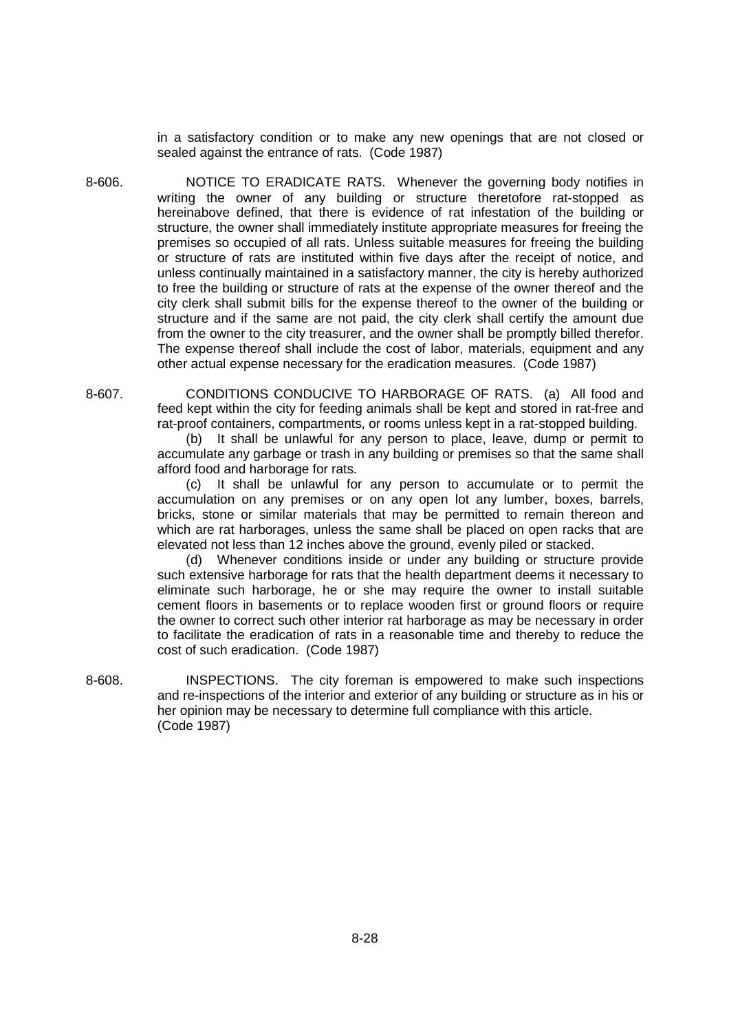in a satisfactory condition or to make any new openings that are not closed or sealed against the entrance of rats. (Code 1987)

8-606. NOTICE TO ERADICATE RATS. Whenever the governing body notifies in writing the owner of any building or structure theretofore rat-stopped as hereinabove defined, that there is evidence of rat infestation of the building or structure, the owner shall immediately institute appropriate measures for freeing the premises so occupied of all rats. Unless suitable measures for freeing the building or structure of rats are instituted within five days after the receipt of notice, and unless continually maintained in a satisfactory manner, the city is hereby authorized to free the building or structure of rats at the expense of the owner thereof and the city clerk shall submit bills for the expense thereof to the owner of the building or structure and if the same are not paid, the city clerk shall certify the amount due from the owner to the city treasurer, and the owner shall be promptly billed therefor. The expense thereof shall include the cost of labor, materials, equipment and any other actual expense necessary for the eradication measures. (Code 1987)

8-607. CONDITIONS CONDUCIVE TO HARBORAGE OF RATS. (a) All food and feed kept within the city for feeding animals shall be kept and stored in rat-free and rat-proof containers, compartments, or rooms unless kept in a rat-stopped building.

(b) It shall be unlawful for any person to place, leave, dump or permit to accumulate any garbage or trash in any building or premises so that the same shall afford food and harborage for rats.

(c) It shall be unlawful for any person to accumulate or to permit the accumulation on any premises or on any open lot any lumber, boxes, barrels, bricks, stone or similar materials that may be permitted to remain thereon and which are rat harborages, unless the same shall be placed on open racks that are elevated not less than 12 inches above the ground, evenly piled or stacked.

(d) Whenever conditions inside or under any building or structure provide such extensive harborage for rats that the health department deems it necessary to eliminate such harborage, he or she may require the owner to install suitable cement floors in basements or to replace wooden first or ground floors or require the owner to correct such other interior rat harborage as may be necessary in order to facilitate the eradication of rats in a reasonable time and thereby to reduce the cost of such eradication. (Code 1987)

8-608. INSPECTIONS. The city foreman is empowered to make such inspections and re-inspections of the interior and exterior of any building or structure as in his or her opinion may be necessary to determine full compliance with this article. (Code 1987)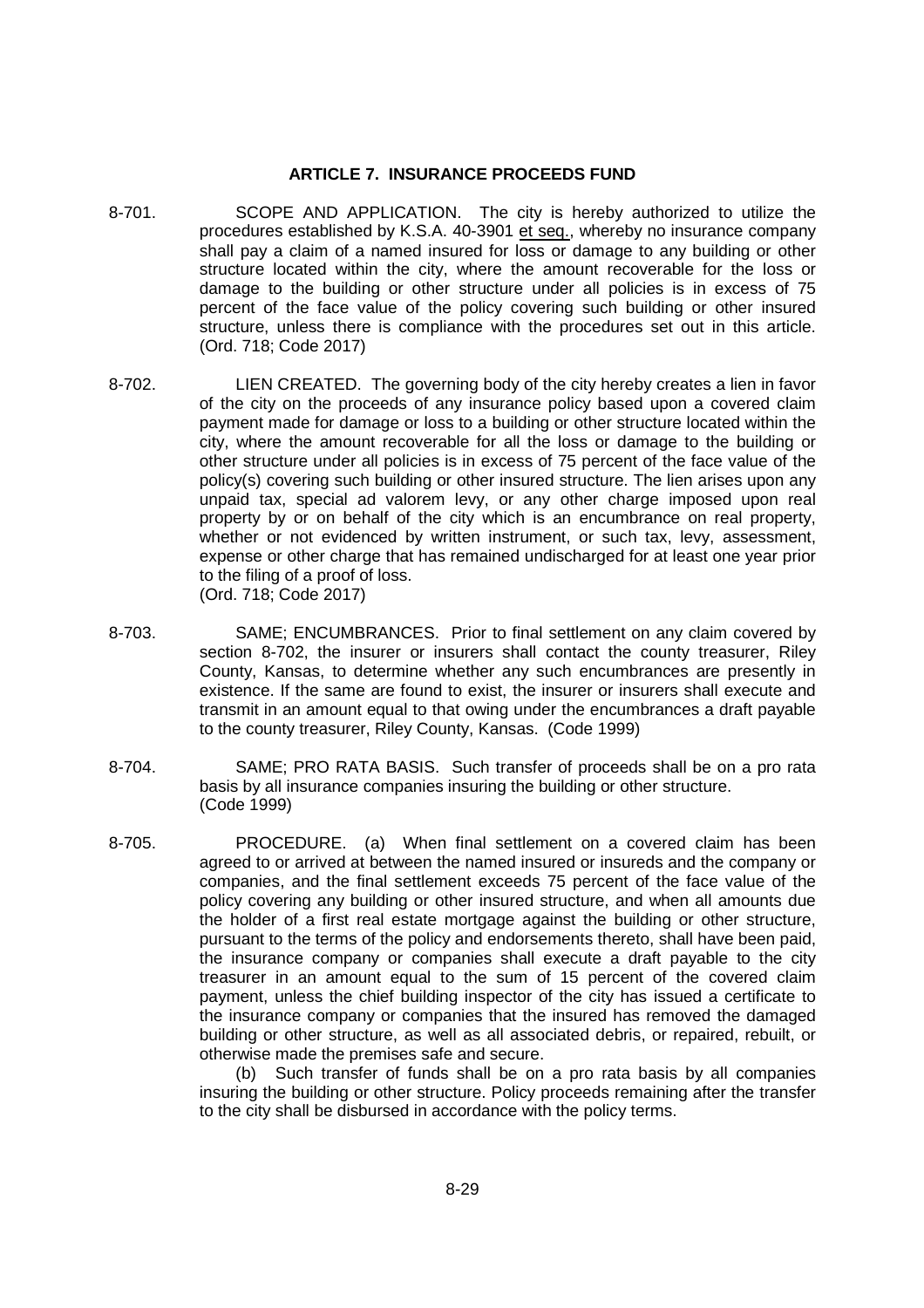## ARTICLE 7. INSURANCE PROCEEDS FUND

8-701. SCOPE AND APPLICATION. The city is hereby authorized to utilize the procedures established by K.S.A. 40-3901 et seq., whereby no insurance company shall pay a claim of a named insured for loss or damage to any building or other structure located within the city, where the amount recoverable for the loss or damage to the building or other structure under all policies is in excess of 75 percent of the face value of the policy covering such building or other insured structure, unless there is compliance with the procedures set out in this article. (Ord. 718; Code 2017)

8-702. LIEN CREATED. The governing body of the city hereby creates a lien in favor of the city on the proceeds of any insurance policy based upon a covered claim payment made for damage or loss to a building or other structure located within the city, where the amount recoverable for all the loss or damage to the building or other structure under all policies is in excess of 75 percent of the face value of the policy(s) covering such building or other insured structure. The lien arises upon any unpaid tax, special ad valorem levy, or any other charge imposed upon real property by or on behalf of the city which is an encumbrance on real property, whether or not evidenced by written instrument, or such tax, levy, assessment, expense or other charge that has remained undischarged for at least one year prior to the filing of a proof of loss.
(Ord. 718; Code 2017)

8-703. SAME; ENCUMBRANCES. Prior to final settlement on any claim covered by section 8-702, the insurer or insurers shall contact the county treasurer, Riley County, Kansas, to determine whether any such encumbrances are presently in existence. If the same are found to exist, the insurer or insurers shall execute and transmit in an amount equal to that owing under the encumbrances a draft payable to the county treasurer, Riley County, Kansas. (Code 1999)

8-704. SAME; PRO RATA BASIS. Such transfer of proceeds shall be on a pro rata basis by all insurance companies insuring the building or other structure.
(Code 1999)

8-705. PROCEDURE. (a) When final settlement on a covered claim has been agreed to or arrived at between the named insured or insureds and the company or companies, and the final settlement exceeds 75 percent of the face value of the policy covering any building or other insured structure, and when all amounts due the holder of a first real estate mortgage against the building or other structure, pursuant to the terms of the policy and endorsements thereto, shall have been paid, the insurance company or companies shall execute a draft payable to the city treasurer in an amount equal to the sum of 15 percent of the covered claim payment, unless the chief building inspector of the city has issued a certificate to the insurance company or companies that the insured has removed the damaged building or other structure, as well as all associated debris, or repaired, rebuilt, or otherwise made the premises safe and secure.

(b) Such transfer of funds shall be on a pro rata basis by all companies insuring the building or other structure. Policy proceeds remaining after the transfer to the city shall be disbursed in accordance with the policy terms.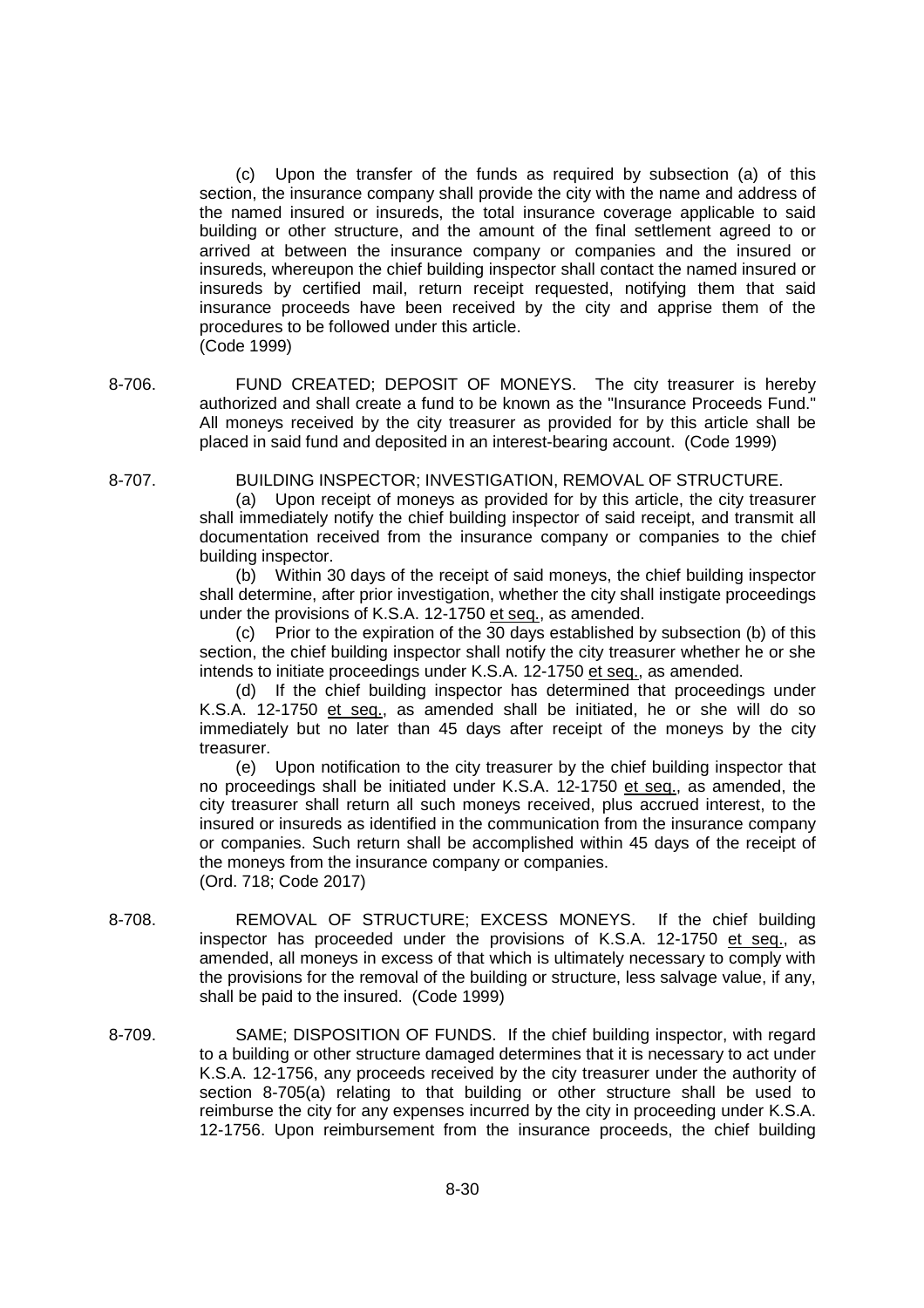(c) Upon the transfer of the funds as required by subsection (a) of this section, the insurance company shall provide the city with the name and address of the named insured or insureds, the total insurance coverage applicable to said building or other structure, and the amount of the final settlement agreed to or arrived at between the insurance company or companies and the insured or insureds, whereupon the chief building inspector shall contact the named insured or insureds by certified mail, return receipt requested, notifying them that said insurance proceeds have been received by the city and apprise them of the procedures to be followed under this article.
(Code 1999)

8-706. FUND CREATED; DEPOSIT OF MONEYS. The city treasurer is hereby authorized and shall create a fund to be known as the "Insurance Proceeds Fund." All moneys received by the city treasurer as provided for by this article shall be placed in said fund and deposited in an interest-bearing account. (Code 1999)

8-707. BUILDING INSPECTOR; INVESTIGATION, REMOVAL OF STRUCTURE.

(a) Upon receipt of moneys as provided for by this article, the city treasurer shall immediately notify the chief building inspector of said receipt, and transmit all documentation received from the insurance company or companies to the chief building inspector.

(b) Within 30 days of the receipt of said moneys, the chief building inspector shall determine, after prior investigation, whether the city shall instigate proceedings under the provisions of K.S.A. 12-1750 et seq., as amended.

(c) Prior to the expiration of the 30 days established by subsection (b) of this section, the chief building inspector shall notify the city treasurer whether he or she intends to initiate proceedings under K.S.A. 12-1750 et seq., as amended.

(d) If the chief building inspector has determined that proceedings under K.S.A. 12-1750 et seq., as amended shall be initiated, he or she will do so immediately but no later than 45 days after receipt of the moneys by the city treasurer.

(e) Upon notification to the city treasurer by the chief building inspector that no proceedings shall be initiated under K.S.A. 12-1750 et seq., as amended, the city treasurer shall return all such moneys received, plus accrued interest, to the insured or insureds as identified in the communication from the insurance company or companies. Such return shall be accomplished within 45 days of the receipt of the moneys from the insurance company or companies.
(Ord. 718; Code 2017)

8-708. REMOVAL OF STRUCTURE; EXCESS MONEYS. If the chief building inspector has proceeded under the provisions of K.S.A. 12-1750 et seq., as amended, all moneys in excess of that which is ultimately necessary to comply with the provisions for the removal of the building or structure, less salvage value, if any, shall be paid to the insured. (Code 1999)

8-709. SAME; DISPOSITION OF FUNDS. If the chief building inspector, with regard to a building or other structure damaged determines that it is necessary to act under K.S.A. 12-1756, any proceeds received by the city treasurer under the authority of section 8-705(a) relating to that building or other structure shall be used to reimburse the city for any expenses incurred by the city in proceeding under K.S.A. 12-1756. Upon reimbursement from the insurance proceeds, the chief building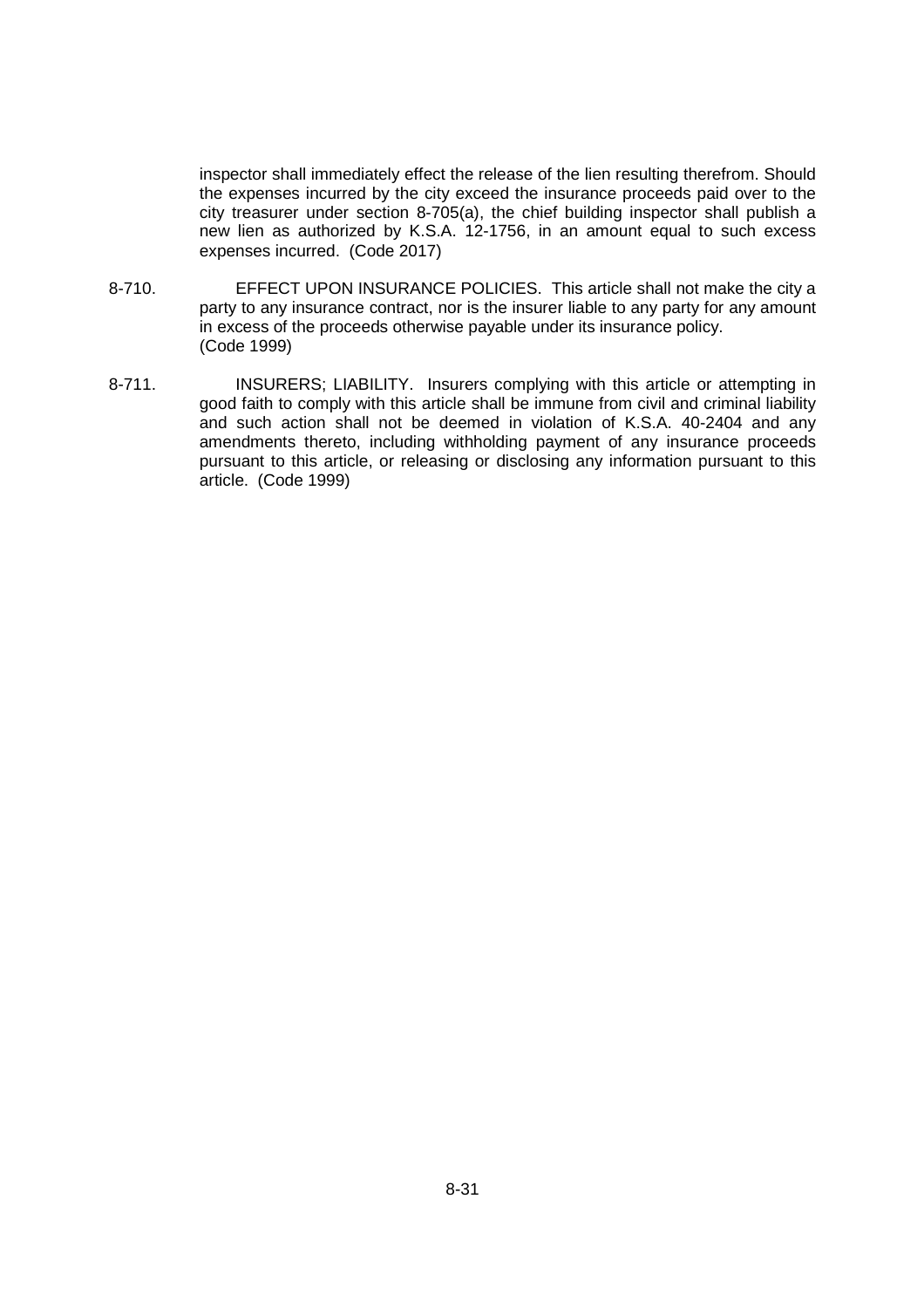inspector shall immediately effect the release of the lien resulting therefrom. Should the expenses incurred by the city exceed the insurance proceeds paid over to the city treasurer under section 8-705(a), the chief building inspector shall publish a new lien as authorized by K.S.A. 12-1756, in an amount equal to such excess expenses incurred. (Code 2017)

8-710. EFFECT UPON INSURANCE POLICIES. This article shall not make the city a party to any insurance contract, nor is the insurer liable to any party for any amount in excess of the proceeds otherwise payable under its insurance policy. (Code 1999)

8-711. INSURERS; LIABILITY. Insurers complying with this article or attempting in good faith to comply with this article shall be immune from civil and criminal liability and such action shall not be deemed in violation of K.S.A. 40-2404 and any amendments thereto, including withholding payment of any insurance proceeds pursuant to this article, or releasing or disclosing any information pursuant to this article. (Code 1999)